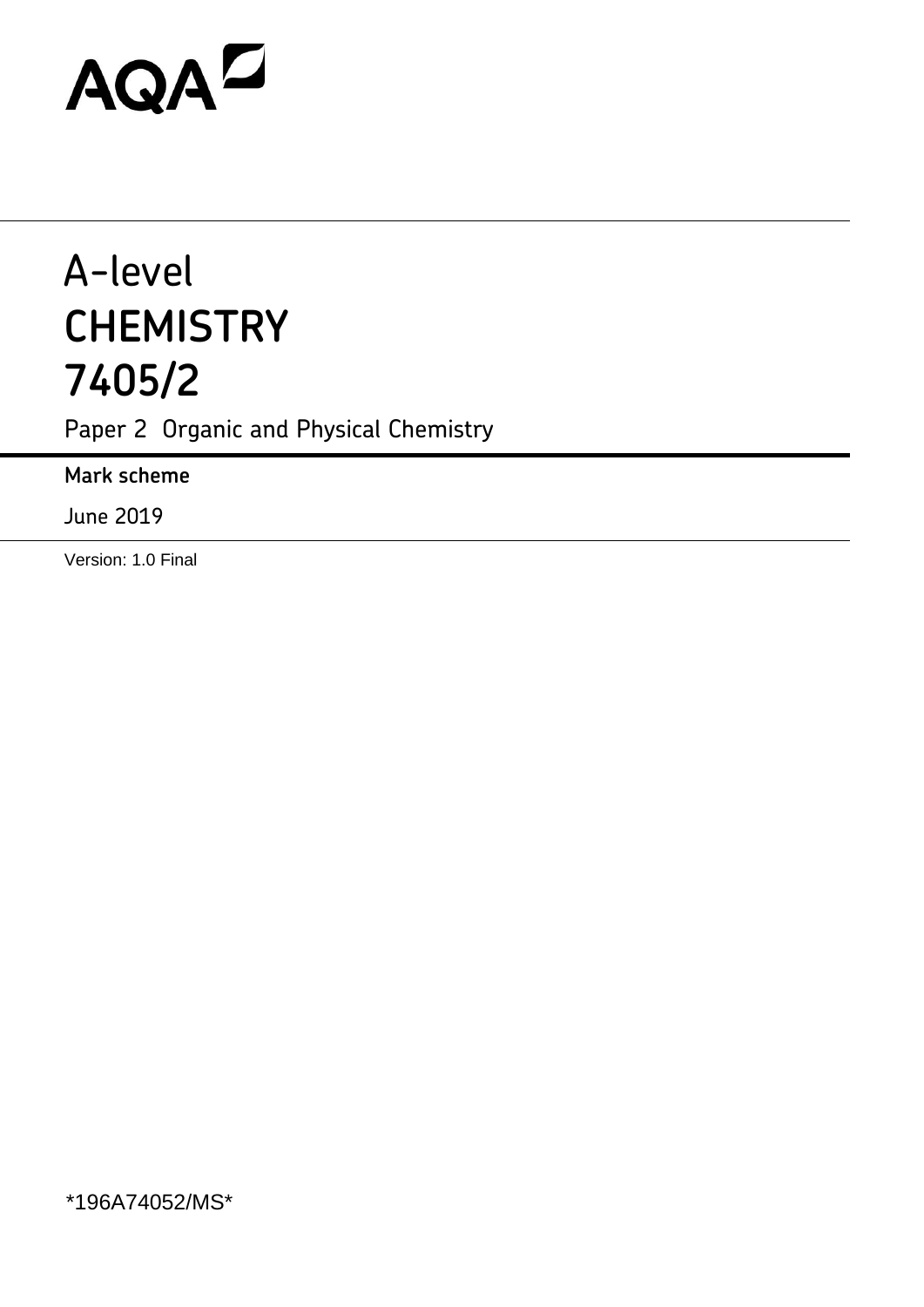AQA

# A-level
# CHEMISTRY
# 7405/2

Paper 2 Organic and Physical Chemistry

**Mark scheme**

June 2019

Version: 1.0 Final

*196A74052/MS*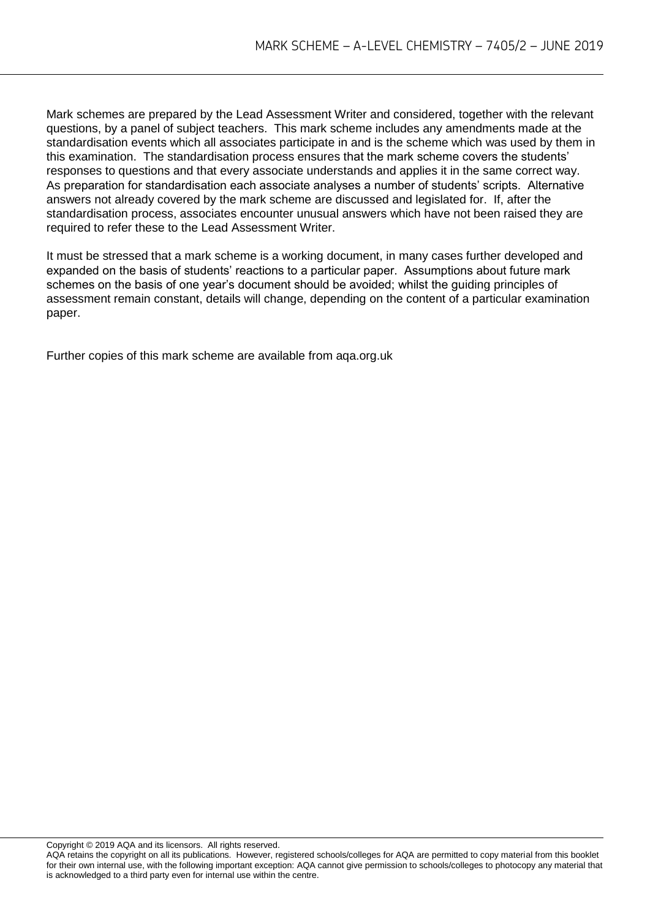Mark schemes are prepared by the Lead Assessment Writer and considered, together with the relevant questions, by a panel of subject teachers. This mark scheme includes any amendments made at the standardisation events which all associates participate in and is the scheme which was used by them in this examination. The standardisation process ensures that the mark scheme covers the students' responses to questions and that every associate understands and applies it in the same correct way. As preparation for standardisation each associate analyses a number of students' scripts. Alternative answers not already covered by the mark scheme are discussed and legislated for. If, after the standardisation process, associates encounter unusual answers which have not been raised they are required to refer these to the Lead Assessment Writer.

It must be stressed that a mark scheme is a working document, in many cases further developed and expanded on the basis of students' reactions to a particular paper. Assumptions about future mark schemes on the basis of one year's document should be avoided; whilst the guiding principles of assessment remain constant, details will change, depending on the content of a particular examination paper.

Further copies of this mark scheme are available from aqa.org.uk

Copyright © 2019 AQA and its licensors. All rights reserved.
AQA retains the copyright on all its publications. However, registered schools/colleges for AQA are permitted to copy material from this booklet for their own internal use, with the following important exception: AQA cannot give permission to schools/colleges to photocopy any material that is acknowledged to a third party even for internal use within the centre.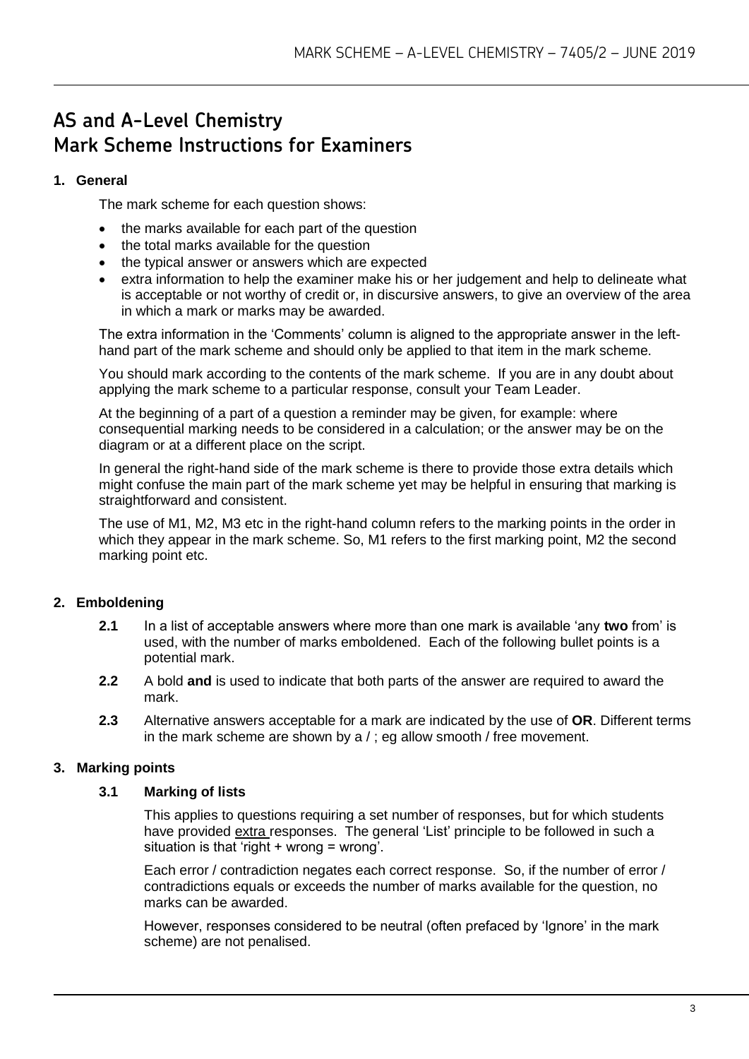# AS and A-Level Chemistry
# Mark Scheme Instructions for Examiners

## 1. General

The mark scheme for each question shows:

- the marks available for each part of the question
- the total marks available for the question
- the typical answer or answers which are expected
- extra information to help the examiner make his or her judgement and help to delineate what is acceptable or not worthy of credit or, in discursive answers, to give an overview of the area in which a mark or marks may be awarded.

The extra information in the 'Comments' column is aligned to the appropriate answer in the left-hand part of the mark scheme and should only be applied to that item in the mark scheme.

You should mark according to the contents of the mark scheme. If you are in any doubt about applying the mark scheme to a particular response, consult your Team Leader.

At the beginning of a part of a question a reminder may be given, for example: where consequential marking needs to be considered in a calculation; or the answer may be on the diagram or at a different place on the script.

In general the right-hand side of the mark scheme is there to provide those extra details which might confuse the main part of the mark scheme yet may be helpful in ensuring that marking is straightforward and consistent.

The use of M1, M2, M3 etc in the right-hand column refers to the marking points in the order in which they appear in the mark scheme. So, M1 refers to the first marking point, M2 the second marking point etc.

## 2. Emboldening

**2.1** In a list of acceptable answers where more than one mark is available 'any **two** from' is used, with the number of marks emboldened. Each of the following bullet points is a potential mark.

**2.2** A bold **and** is used to indicate that both parts of the answer are required to award the mark.

**2.3** Alternative answers acceptable for a mark are indicated by the use of **OR**. Different terms in the mark scheme are shown by a / ; eg allow smooth / free movement.

## 3. Marking points

### 3.1 Marking of lists

This applies to questions requiring a set number of responses, but for which students have provided extra responses. The general 'List' principle to be followed in such a situation is that 'right + wrong = wrong'.

Each error / contradiction negates each correct response. So, if the number of error / contradictions equals or exceeds the number of marks available for the question, no marks can be awarded.

However, responses considered to be neutral (often prefaced by 'Ignore' in the mark scheme) are not penalised.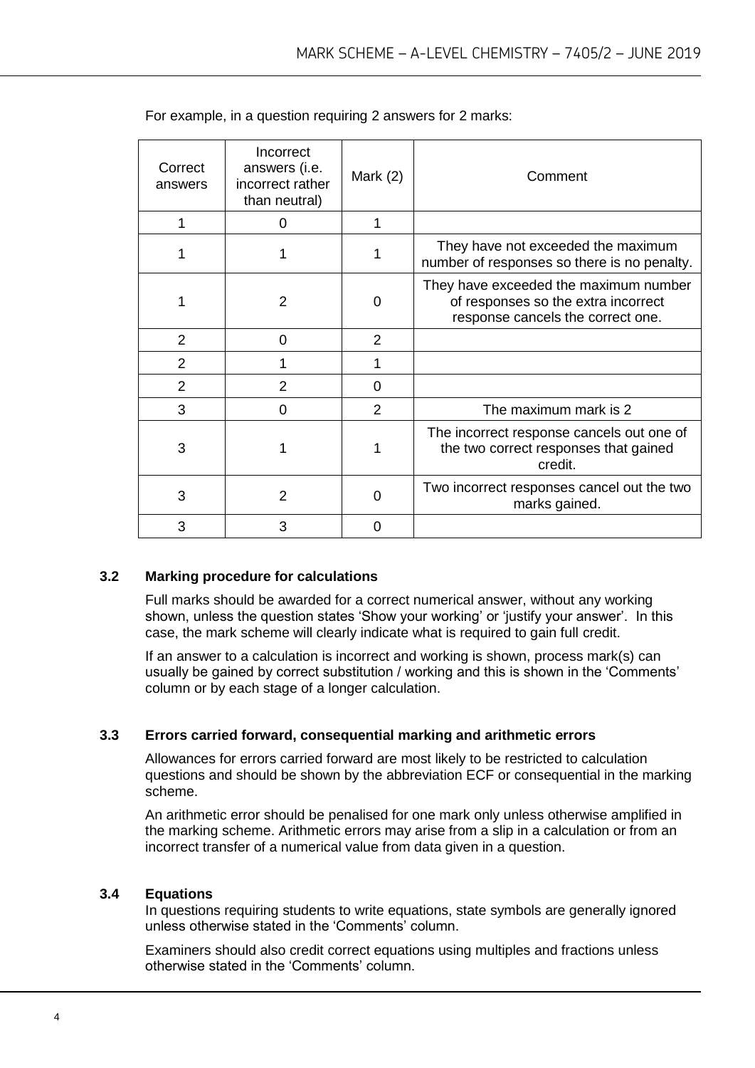For example, in a question requiring 2 answers for 2 marks:

| Correct answers | Incorrect answers (i.e. incorrect rather than neutral) | Mark (2) | Comment |
|---|---|---|---|
| 1 | 0 | 1 | |
| 1 | 1 | 1 | They have not exceeded the maximum number of responses so there is no penalty. |
| 1 | 2 | 0 | They have exceeded the maximum number of responses so the extra incorrect response cancels the correct one. |
| 2 | 0 | 2 | |
| 2 | 1 | 1 | |
| 2 | 2 | 0 | |
| 3 | 0 | 2 | The maximum mark is 2 |
| 3 | 1 | 1 | The incorrect response cancels out one of the two correct responses that gained credit. |
| 3 | 2 | 0 | Two incorrect responses cancel out the two marks gained. |
| 3 | 3 | 0 | |

### 3.2 Marking procedure for calculations

Full marks should be awarded for a correct numerical answer, without any working shown, unless the question states 'Show your working' or 'justify your answer'. In this case, the mark scheme will clearly indicate what is required to gain full credit.

If an answer to a calculation is incorrect and working is shown, process mark(s) can usually be gained by correct substitution / working and this is shown in the 'Comments' column or by each stage of a longer calculation.

### 3.3 Errors carried forward, consequential marking and arithmetic errors

Allowances for errors carried forward are most likely to be restricted to calculation questions and should be shown by the abbreviation ECF or consequential in the marking scheme.

An arithmetic error should be penalised for one mark only unless otherwise amplified in the marking scheme. Arithmetic errors may arise from a slip in a calculation or from an incorrect transfer of a numerical value from data given in a question.

### 3.4 Equations

In questions requiring students to write equations, state symbols are generally ignored unless otherwise stated in the 'Comments' column.

Examiners should also credit correct equations using multiples and fractions unless otherwise stated in the 'Comments' column.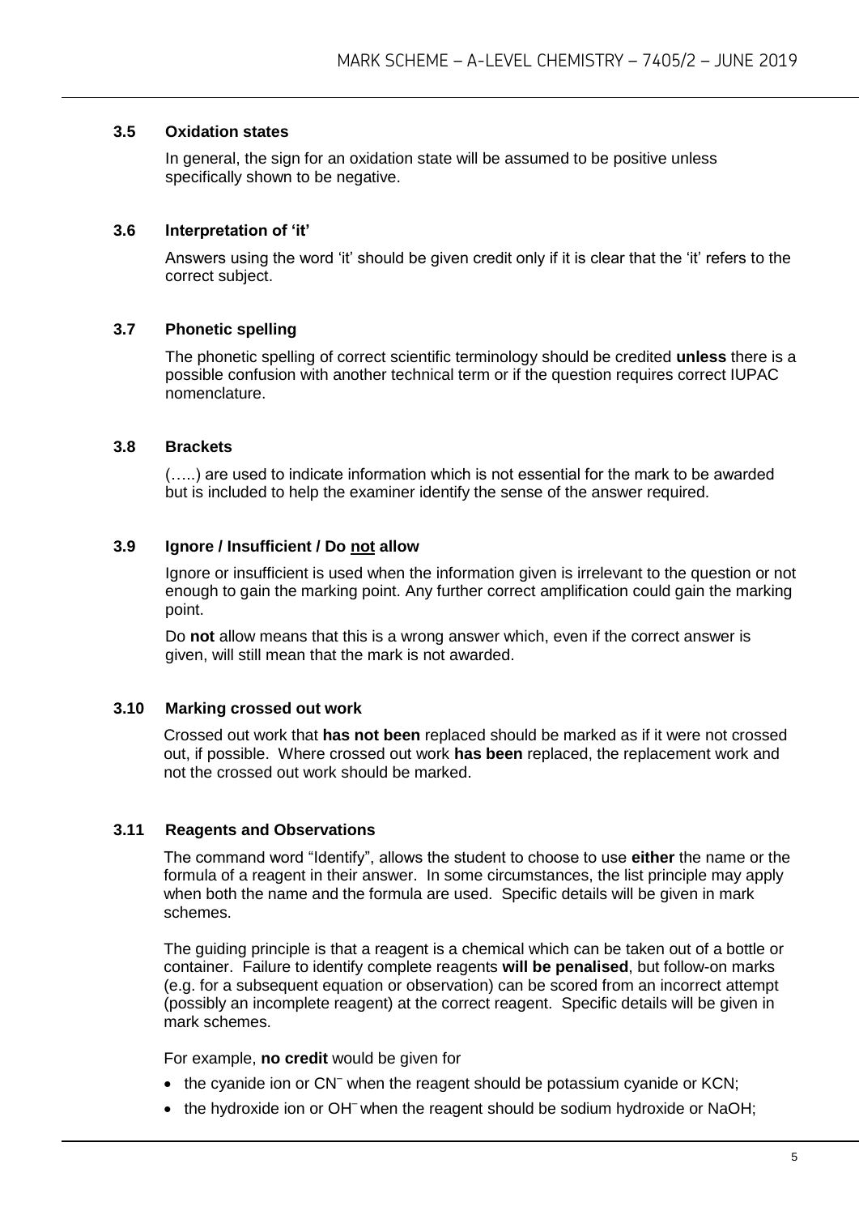### 3.5 Oxidation states

In general, the sign for an oxidation state will be assumed to be positive unless specifically shown to be negative.

### 3.6 Interpretation of 'it'

Answers using the word 'it' should be given credit only if it is clear that the 'it' refers to the correct subject.

### 3.7 Phonetic spelling

The phonetic spelling of correct scientific terminology should be credited **unless** there is a possible confusion with another technical term or if the question requires correct IUPAC nomenclature.

### 3.8 Brackets

(…..) are used to indicate information which is not essential for the mark to be awarded but is included to help the examiner identify the sense of the answer required.

### 3.9 Ignore / Insufficient / Do not allow

Ignore or insufficient is used when the information given is irrelevant to the question or not enough to gain the marking point. Any further correct amplification could gain the marking point.

Do **not** allow means that this is a wrong answer which, even if the correct answer is given, will still mean that the mark is not awarded.

### 3.10 Marking crossed out work

Crossed out work that **has not been** replaced should be marked as if it were not crossed out, if possible. Where crossed out work **has been** replaced, the replacement work and not the crossed out work should be marked.

### 3.11 Reagents and Observations

The command word "Identify", allows the student to choose to use **either** the name or the formula of a reagent in their answer. In some circumstances, the list principle may apply when both the name and the formula are used. Specific details will be given in mark schemes.

The guiding principle is that a reagent is a chemical which can be taken out of a bottle or container. Failure to identify complete reagents **will be penalised**, but follow-on marks (e.g. for a subsequent equation or observation) can be scored from an incorrect attempt (possibly an incomplete reagent) at the correct reagent. Specific details will be given in mark schemes.

For example, **no credit** would be given for

- the cyanide ion or $CN^-$ when the reagent should be potassium cyanide or $KCN$;
- the hydroxide ion or $OH^-$ when the reagent should be sodium hydroxide or $NaOH$;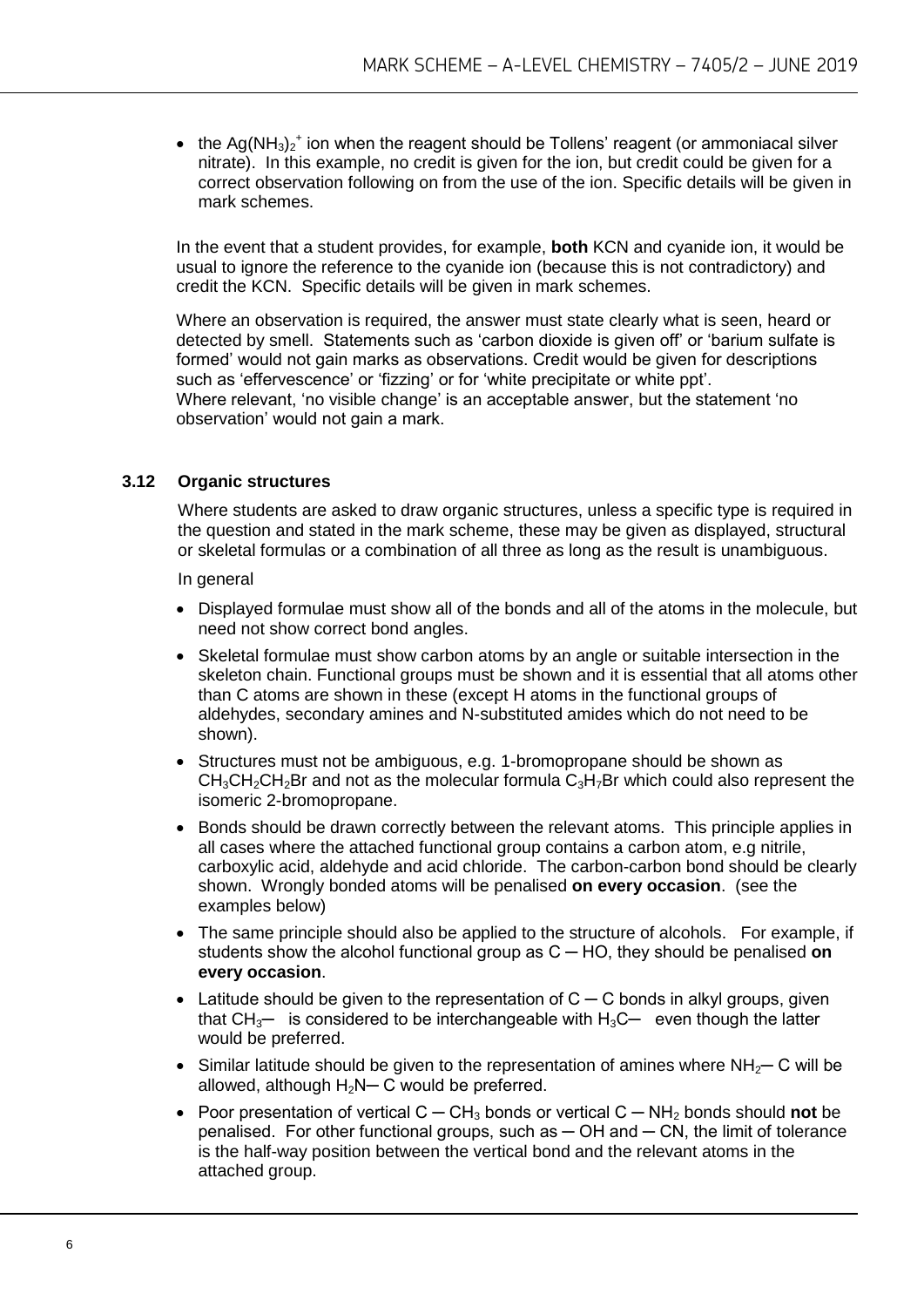- the $Ag(NH_3)_2^+$ ion when the reagent should be Tollens' reagent (or ammoniacal silver nitrate). In this example, no credit is given for the ion, but credit could be given for a correct observation following on from the use of the ion. Specific details will be given in mark schemes.

In the event that a student provides, for example, **both** KCN and cyanide ion, it would be usual to ignore the reference to the cyanide ion (because this is not contradictory) and credit the KCN. Specific details will be given in mark schemes.

Where an observation is required, the answer must state clearly what is seen, heard or detected by smell. Statements such as 'carbon dioxide is given off' or 'barium sulfate is formed' would not gain marks as observations. Credit would be given for descriptions such as 'effervescence' or 'fizzing' or for 'white precipitate or white ppt'.
Where relevant, 'no visible change' is an acceptable answer, but the statement 'no observation' would not gain a mark.

### 3.12 Organic structures

Where students are asked to draw organic structures, unless a specific type is required in the question and stated in the mark scheme, these may be given as displayed, structural or skeletal formulas or a combination of all three as long as the result is unambiguous.

In general

- Displayed formulae must show all of the bonds and all of the atoms in the molecule, but need not show correct bond angles.
- Skeletal formulae must show carbon atoms by an angle or suitable intersection in the skeleton chain. Functional groups must be shown and it is essential that all atoms other than C atoms are shown in these (except H atoms in the functional groups of aldehydes, secondary amines and N-substituted amides which do not need to be shown).
- Structures must not be ambiguous, e.g. 1-bromopropane should be shown as $CH_3CH_2CH_2Br$ and not as the molecular formula $C_3H_7Br$ which could also represent the isomeric 2-bromopropane.
- Bonds should be drawn correctly between the relevant atoms. This principle applies in all cases where the attached functional group contains a carbon atom, e.g nitrile, carboxylic acid, aldehyde and acid chloride. The carbon-carbon bond should be clearly shown. Wrongly bonded atoms will be penalised **on every occasion**. (see the examples below)
- The same principle should also be applied to the structure of alcohols. For example, if students show the alcohol functional group as C ─ HO, they should be penalised **on every occasion**.
- Latitude should be given to the representation of C ─ C bonds in alkyl groups, given that $CH_3$─ is considered to be interchangeable with $H_3C$─ even though the latter would be preferred.
- Similar latitude should be given to the representation of amines where $NH_2$─ C will be allowed, although $H_2N$─ C would be preferred.
- Poor presentation of vertical C ─ $CH_3$ bonds or vertical C ─ $NH_2$ bonds should **not** be penalised. For other functional groups, such as ─ OH and ─ CN, the limit of tolerance is the half-way position between the vertical bond and the relevant atoms in the attached group.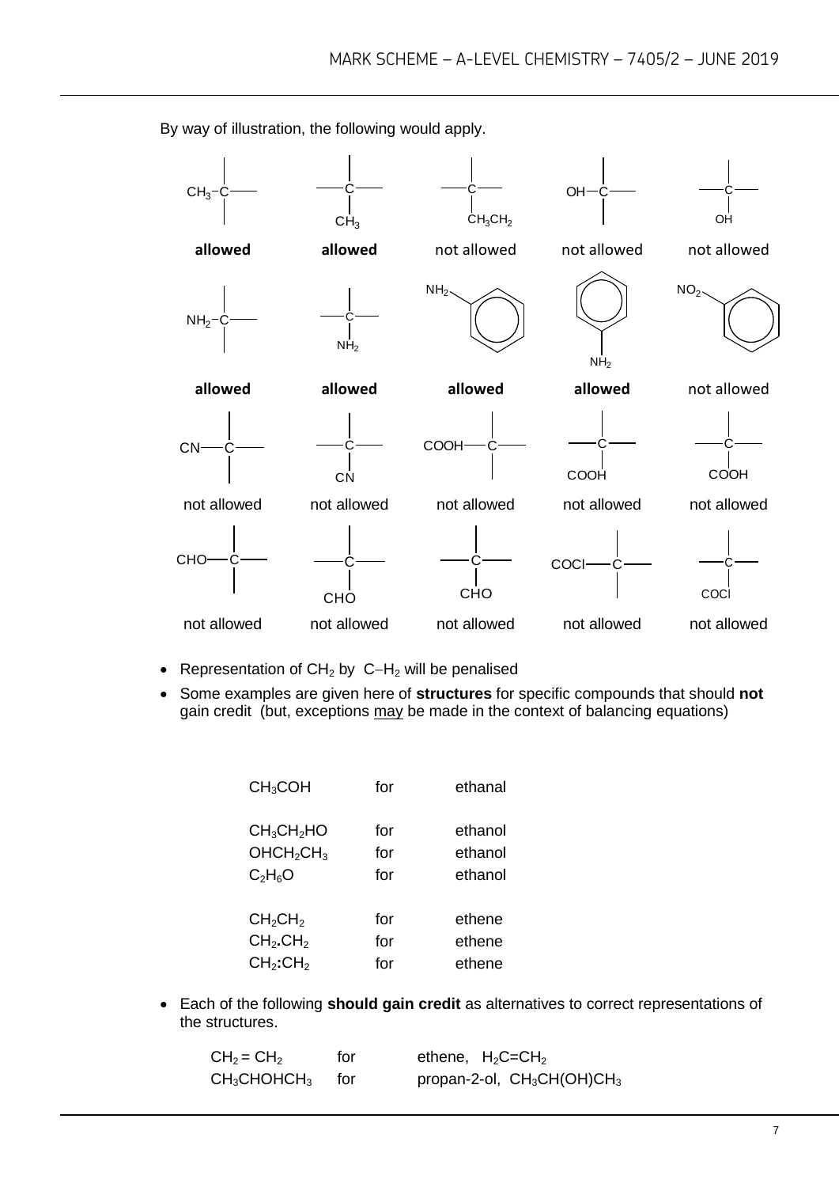By way of illustration, the following would apply.

| Structure | Verdict |
|---|---|
| $CH_3$–C (bond to left) | **allowed** |
| C with $CH_3$ below | **allowed** |
| C with $CH_3CH_2$ below | not allowed |
| OH–C (bond to left) | not allowed |
| C with OH below | not allowed |
| $NH_2$–C (bond to left) | **allowed** |
| C with $NH_2$ below | **allowed** |
| $NH_2$ attached to benzene ring (upper left) | **allowed** |
| Benzene ring with $NH_2$ below | **allowed** |
| $NO_2$ attached to benzene ring (upper left) | not allowed |
| CN–C (bond to left) | not allowed |
| C with CN below | not allowed |
| COOH–C (bond to left) | not allowed |
| C with COOH below | not allowed |
| C with COOH below | not allowed |
| CHO–C (bond to left) | not allowed |
| C with CHO below | not allowed |
| C with CHO below | not allowed |
| COCl–C (bond to left) | not allowed |
| C with COCl below | not allowed |

- Representation of $CH_2$ by C–$H_2$ will be penalised
- Some examples are given here of **structures** for specific compounds that should **not** gain credit (but, exceptions may be made in the context of balancing equations)

| | | |
|---|---|---|
| $CH_3COH$ | for | ethanal |
| $CH_3CH_2HO$ | for | ethanol |
| $OHCH_2CH_3$ | for | ethanol |
| $C_2H_6O$ | for | ethanol |
| $CH_2CH_2$ | for | ethene |
| $CH_2.CH_2$ | for | ethene |
| $CH_2:CH_2$ | for | ethene |

- Each of the following **should gain credit** as alternatives to correct representations of the structures.

| | | |
|---|---|---|
| $CH_2 = CH_2$ | for | ethene, $H_2C=CH_2$ |
| $CH_3CHOHCH_3$ | for | propan-2-ol, $CH_3CH(OH)CH_3$ |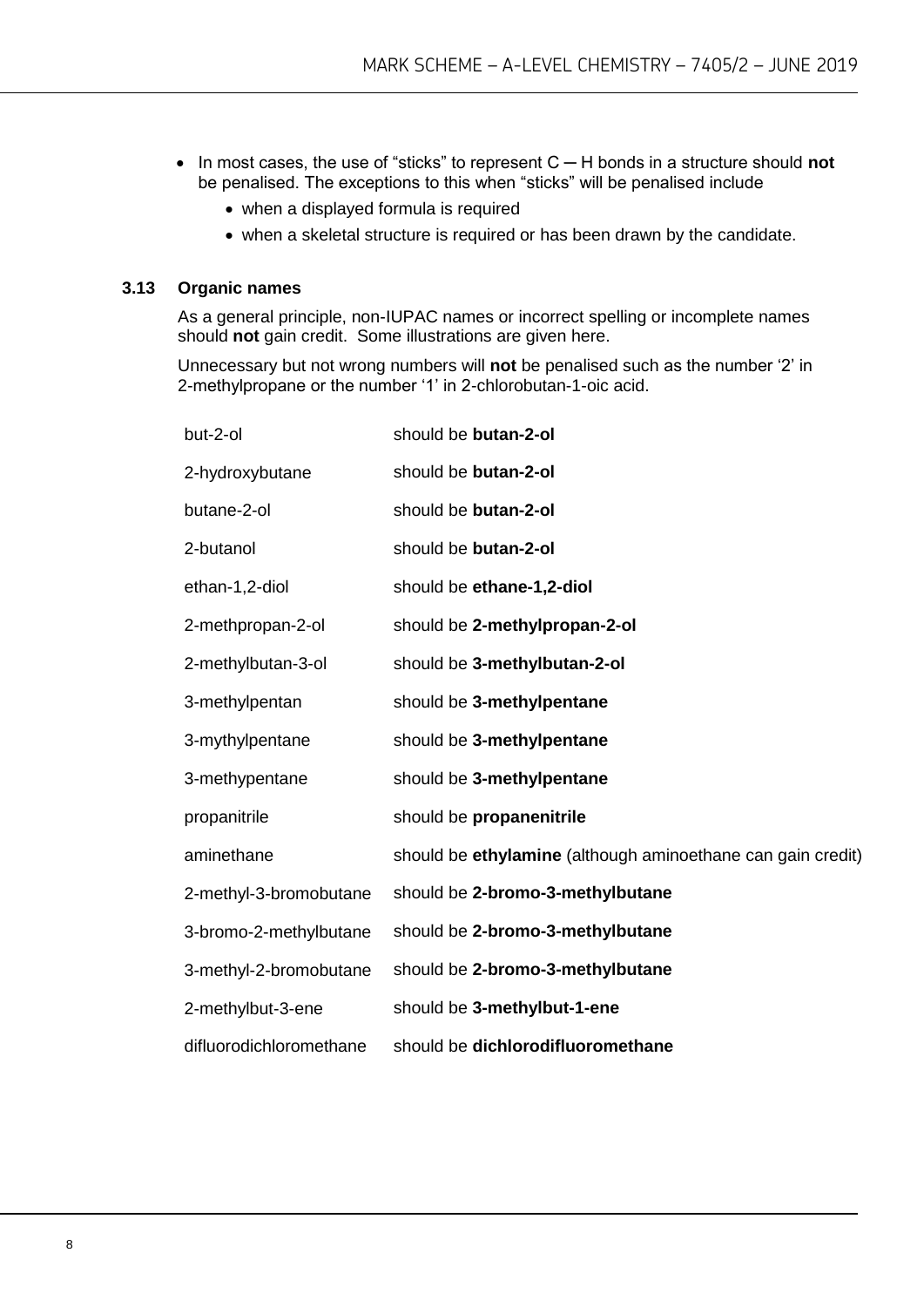- In most cases, the use of "sticks" to represent C ─ H bonds in a structure should **not** be penalised. The exceptions to this when "sticks" will be penalised include
  - when a displayed formula is required
  - when a skeletal structure is required or has been drawn by the candidate.

### 3.13 Organic names

As a general principle, non-IUPAC names or incorrect spelling or incomplete names should **not** gain credit. Some illustrations are given here.

Unnecessary but not wrong numbers will **not** be penalised such as the number '2' in 2-methylpropane or the number '1' in 2-chlorobutan-1-oic acid.

| | |
|---|---|
| but-2-ol | should be **butan-2-ol** |
| 2-hydroxybutane | should be **butan-2-ol** |
| butane-2-ol | should be **butan-2-ol** |
| 2-butanol | should be **butan-2-ol** |
| ethan-1,2-diol | should be **ethane-1,2-diol** |
| 2-methpropan-2-ol | should be **2-methylpropan-2-ol** |
| 2-methylbutan-3-ol | should be **3-methylbutan-2-ol** |
| 3-methylpentan | should be **3-methylpentane** |
| 3-mythylpentane | should be **3-methylpentane** |
| 3-methypentane | should be **3-methylpentane** |
| propanitrile | should be **propanenitrile** |
| aminethane | should be **ethylamine** (although aminoethane can gain credit) |
| 2-methyl-3-bromobutane | should be **2-bromo-3-methylbutane** |
| 3-bromo-2-methylbutane | should be **2-bromo-3-methylbutane** |
| 3-methyl-2-bromobutane | should be **2-bromo-3-methylbutane** |
| 2-methylbut-3-ene | should be **3-methylbut-1-ene** |
| difluorodichloromethane | should be **dichlorodifluoromethane** |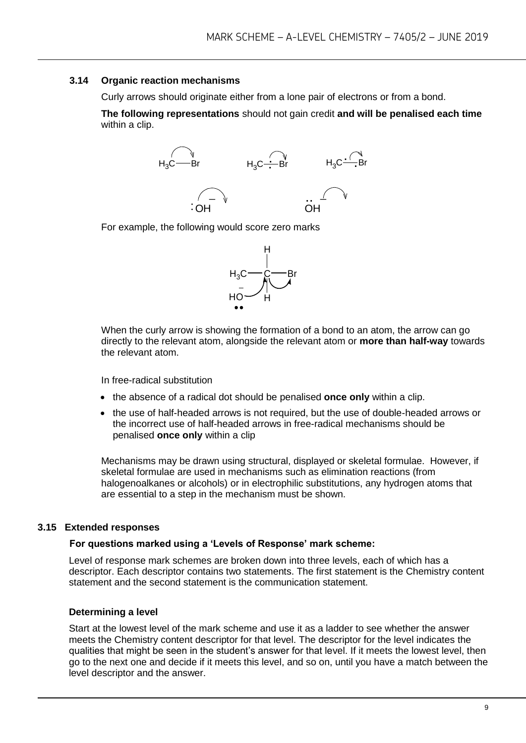### 3.14 Organic reaction mechanisms

Curly arrows should originate either from a lone pair of electrons or from a bond.

**The following representations** should not gain credit **and will be penalised each time** within a clip.

For example, the following would score zero marks

When the curly arrow is showing the formation of a bond to an atom, the arrow can go directly to the relevant atom, alongside the relevant atom or **more than half-way** towards the relevant atom.

In free-radical substitution

- the absence of a radical dot should be penalised **once only** within a clip.
- the use of half-headed arrows is not required, but the use of double-headed arrows or the incorrect use of half-headed arrows in free-radical mechanisms should be penalised **once only** within a clip

Mechanisms may be drawn using structural, displayed or skeletal formulae. However, if skeletal formulae are used in mechanisms such as elimination reactions (from halogenoalkanes or alcohols) or in electrophilic substitutions, any hydrogen atoms that are essential to a step in the mechanism must be shown.

### 3.15 Extended responses

**For questions marked using a 'Levels of Response' mark scheme:**

Level of response mark schemes are broken down into three levels, each of which has a descriptor. Each descriptor contains two statements. The first statement is the Chemistry content statement and the second statement is the communication statement.

**Determining a level**

Start at the lowest level of the mark scheme and use it as a ladder to see whether the answer meets the Chemistry content descriptor for that level. The descriptor for the level indicates the qualities that might be seen in the student's answer for that level. If it meets the lowest level, then go to the next one and decide if it meets this level, and so on, until you have a match between the level descriptor and the answer.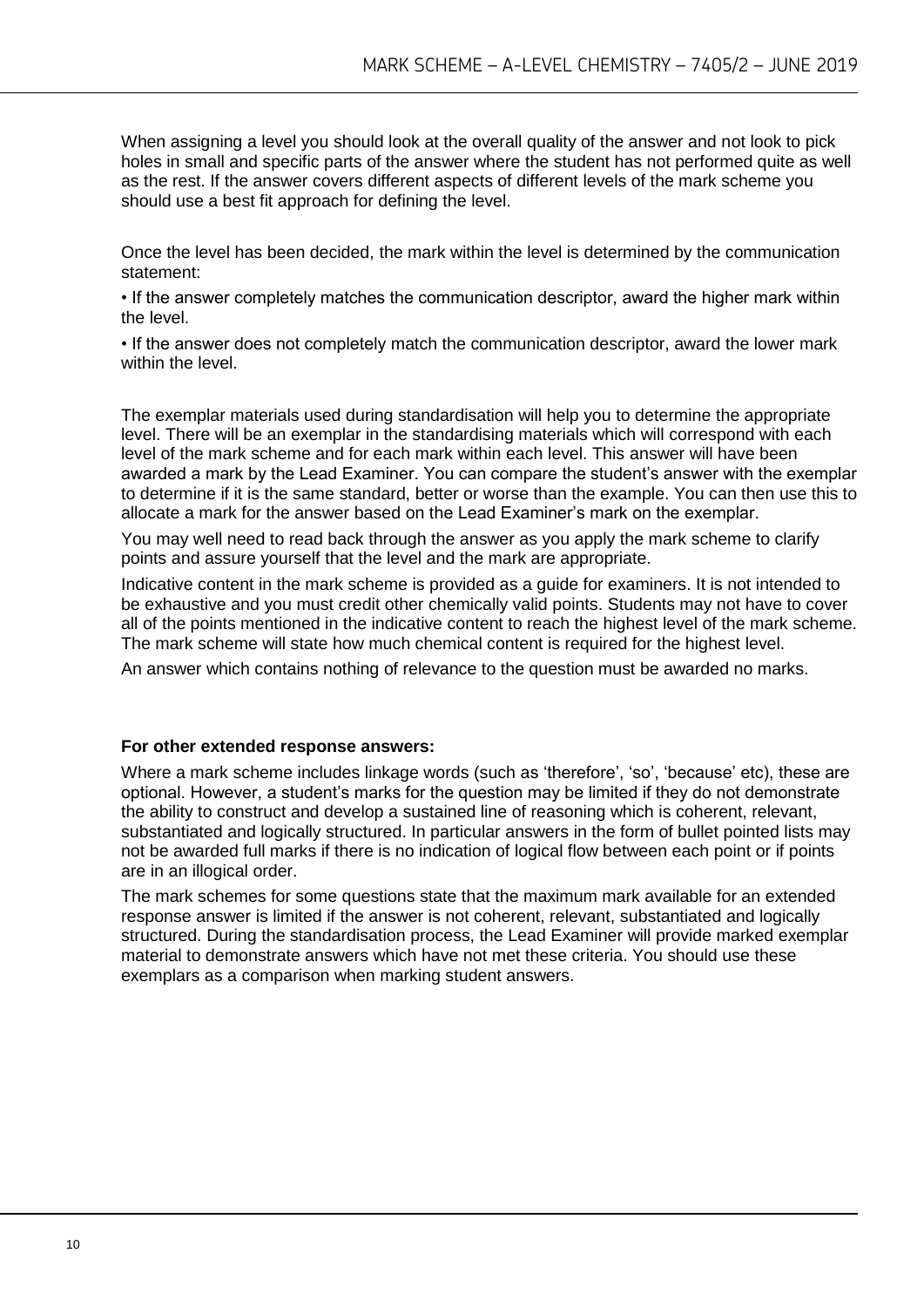When assigning a level you should look at the overall quality of the answer and not look to pick holes in small and specific parts of the answer where the student has not performed quite as well as the rest. If the answer covers different aspects of different levels of the mark scheme you should use a best fit approach for defining the level.

Once the level has been decided, the mark within the level is determined by the communication statement:

• If the answer completely matches the communication descriptor, award the higher mark within the level.

• If the answer does not completely match the communication descriptor, award the lower mark within the level.

The exemplar materials used during standardisation will help you to determine the appropriate level. There will be an exemplar in the standardising materials which will correspond with each level of the mark scheme and for each mark within each level. This answer will have been awarded a mark by the Lead Examiner. You can compare the student's answer with the exemplar to determine if it is the same standard, better or worse than the example. You can then use this to allocate a mark for the answer based on the Lead Examiner's mark on the exemplar.

You may well need to read back through the answer as you apply the mark scheme to clarify points and assure yourself that the level and the mark are appropriate.

Indicative content in the mark scheme is provided as a guide for examiners. It is not intended to be exhaustive and you must credit other chemically valid points. Students may not have to cover all of the points mentioned in the indicative content to reach the highest level of the mark scheme. The mark scheme will state how much chemical content is required for the highest level.

An answer which contains nothing of relevance to the question must be awarded no marks.

**For other extended response answers:**

Where a mark scheme includes linkage words (such as 'therefore', 'so', 'because' etc), these are optional. However, a student's marks for the question may be limited if they do not demonstrate the ability to construct and develop a sustained line of reasoning which is coherent, relevant, substantiated and logically structured. In particular answers in the form of bullet pointed lists may not be awarded full marks if there is no indication of logical flow between each point or if points are in an illogical order.

The mark schemes for some questions state that the maximum mark available for an extended response answer is limited if the answer is not coherent, relevant, substantiated and logically structured. During the standardisation process, the Lead Examiner will provide marked exemplar material to demonstrate answers which have not met these criteria. You should use these exemplars as a comparison when marking student answers.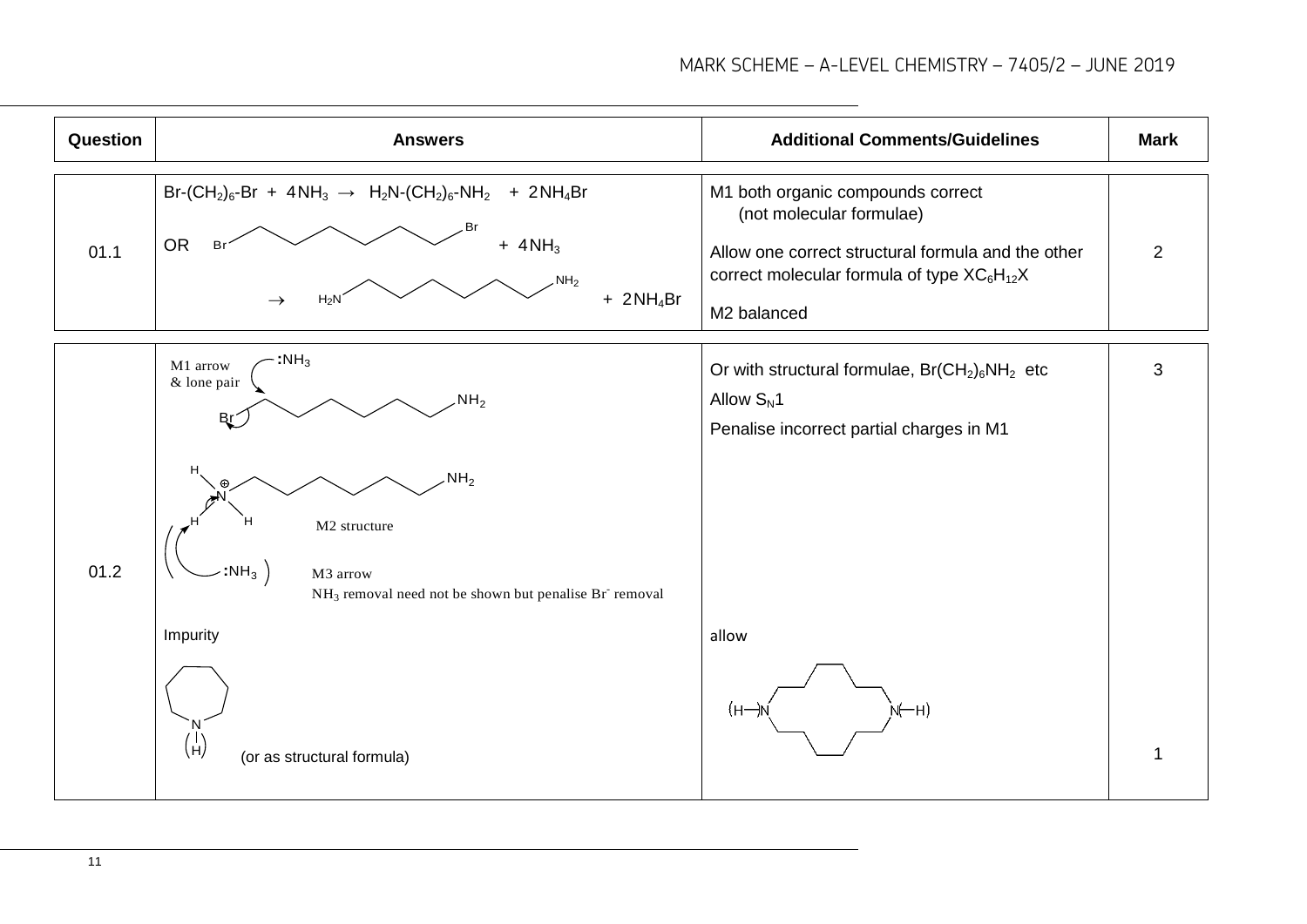| Question | Answers | Additional Comments/Guidelines | Mark |
|---|---|---|---|
| 01.1 | $Br\text{-}(CH_2)_6\text{-}Br + 4NH_3 \rightarrow H_2N\text{-}(CH_2)_6\text{-}NH_2 + 2NH_4Br$<br>OR Br–(skeletal chain)–Br + $4NH_3$ $\rightarrow$ $H_2N$–(skeletal chain)–$NH_2$ + $2NH_4Br$ | M1 both organic compounds correct (not molecular formulae)<br>Allow one correct structural formula and the other correct molecular formula of type $XC_6H_{12}X$<br>M2 balanced | 2 |
| 01.2 | M1 arrow & lone pair (:$NH_3$ attacking C bonded to Br; Br leaving)<br>M2 structure ($H_3N^+$–chain–$NH_2$)<br>M3 arrow (:$NH_3$ removing H from $N^+$)<br>$NH_3$ removal need not be shown but penalise $Br^-$ removal | Or with structural formulae, $Br(CH_2)_6NH_2$ etc<br>Allow $S_N1$<br>Penalise incorrect partial charges in M1 | 3 |
| | Impurity<br>(seven-membered ring containing N–(H))<br>(or as structural formula) | allow<br>(fourteen-membered ring containing two (H–)N groups) | 1 |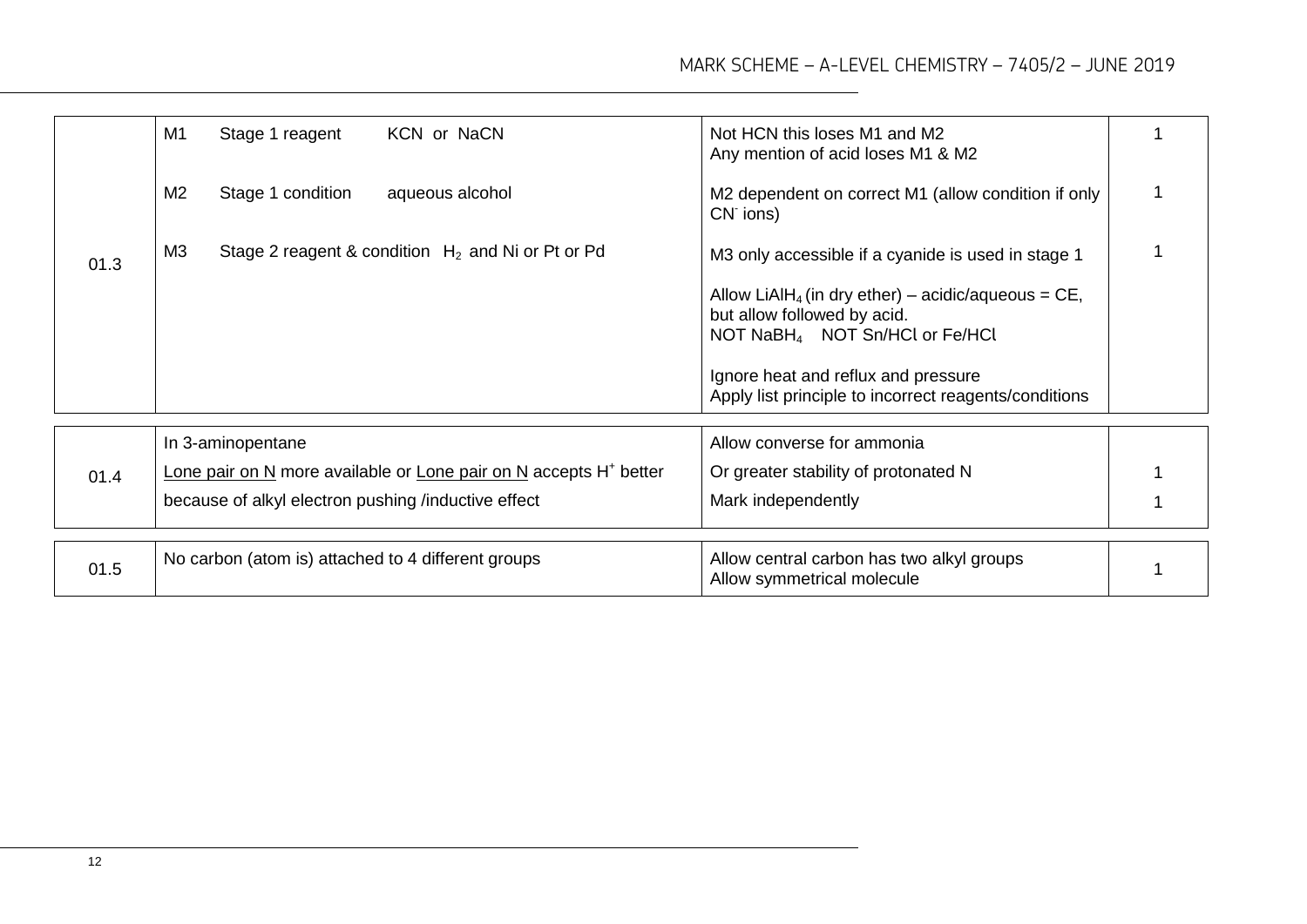| Question | Answer | Additional comments/guidance | Mark |
|---|---|---|---|
| 01.3 | M1 Stage 1 reagent KCN or NaCN | Not HCN this loses M1 and M2<br>Any mention of acid loses M1 & M2 | 1 |
| | M2 Stage 1 condition aqueous alcohol | M2 dependent on correct M1 (allow condition if only $CN^-$ ions) | 1 |
| | M3 Stage 2 reagent & condition $H_2$ and Ni or Pt or Pd | M3 only accessible if a cyanide is used in stage 1<br><br>Allow $LiAlH_4$ (in dry ether) – acidic/aqueous = CE, but allow followed by acid.<br>NOT $NaBH_4$ NOT Sn/HCl or Fe/HCl<br><br>Ignore heat and reflux and pressure<br>Apply list principle to incorrect reagents/conditions | 1 |
| 01.4 | In 3-aminopentane | Allow converse for ammonia | |
| | Lone pair on N more available or Lone pair on N accepts $H^+$ better | Or greater stability of protonated N | 1 |
| | because of alkyl electron pushing /inductive effect | Mark independently | 1 |
| 01.5 | No carbon (atom is) attached to 4 different groups | Allow central carbon has two alkyl groups<br>Allow symmetrical molecule | 1 |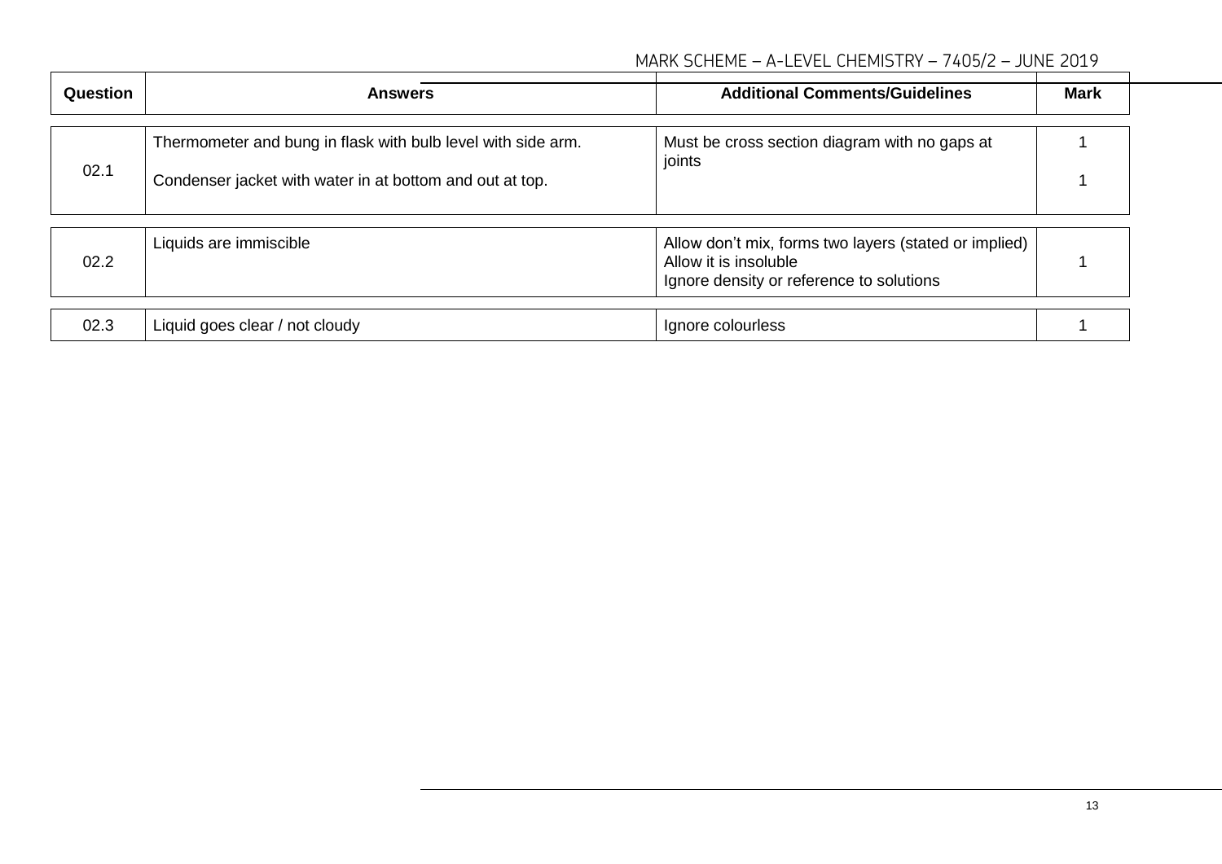| Question | Answers | Additional Comments/Guidelines | Mark |
|---|---|---|---|
| 02.1 | Thermometer and bung in flask with bulb level with side arm.<br><br>Condenser jacket with water in at bottom and out at top. | Must be cross section diagram with no gaps at joints | 1<br><br>1 |
| 02.2 | Liquids are immiscible | Allow don't mix, forms two layers (stated or implied)<br>Allow it is insoluble<br>Ignore density or reference to solutions | 1 |
| 02.3 | Liquid goes clear / not cloudy | Ignore colourless | 1 |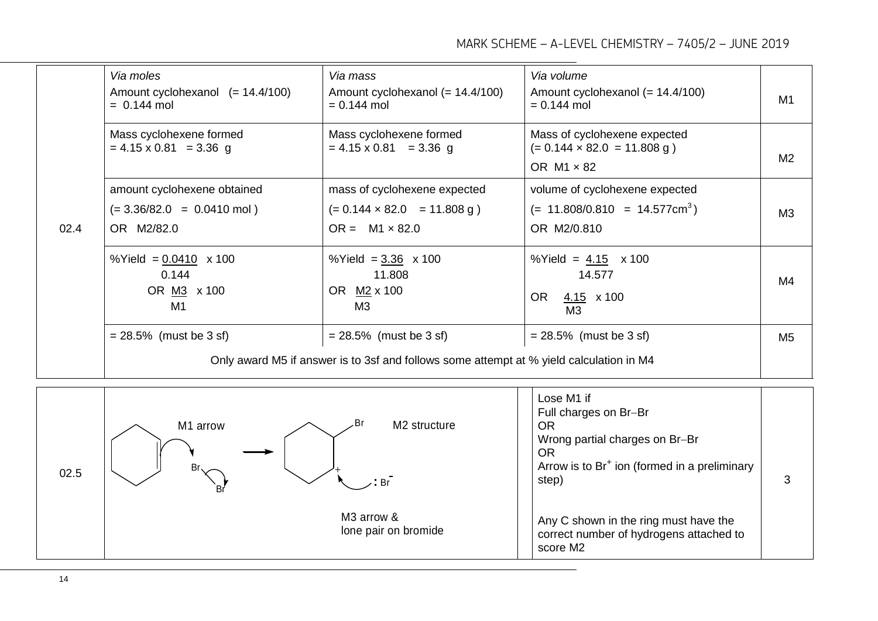| | Via moles | Via mass | Via volume | |
|---|---|---|---|---|
| 02.4 | Amount cyclohexanol (= 14.4/100) = 0.144 mol | Amount cyclohexanol (= 14.4/100) = 0.144 mol | Amount cyclohexanol (= 14.4/100) = 0.144 mol | M1 |
| | Mass cyclohexene formed = 4.15 x 0.81 = 3.36 g | Mass cyclohexene formed = 4.15 x 0.81 = 3.36 g | Mass of cyclohexene expected (= 0.144 × 82.0 = 11.808 g ) OR M1 × 82 | M2 |
| | amount cyclohexene obtained (= 3.36/82.0 = 0.0410 mol ) OR M2/82.0 | mass of cyclohexene expected (= 0.144 × 82.0 = 11.808 g ) OR = M1 × 82.0 | volume of cyclohexene expected (= 11.808/0.810 = 14.577cm$^3$ ) OR M2/0.810 | M3 |
| | %Yield = $\frac{0.0410}{0.144}$ x 100 OR $\frac{M3}{M1}$ x 100 | %Yield = $\frac{3.36}{11.808}$ x 100 OR $\frac{M2}{M3}$ x 100 | %Yield = $\frac{4.15}{14.577}$ x 100 OR $\frac{4.15}{M3}$ x 100 | M4 |
| | = 28.5% (must be 3 sf) | = 28.5% (must be 3 sf) | = 28.5% (must be 3 sf) | M5 |
| | Only award M5 if answer is to 3sf and follows some attempt at % yield calculation in M4 | | | |

| | | | |
|---|---|---|---|
| 02.5 | Mechanism: cyclohexene + Br–Br (M1 arrow) → carbocation with Br attached, :Br$^-$ (M2 structure); M3 arrow & lone pair on bromide | Lose M1 if Full charges on Br–Br OR Wrong partial charges on Br–Br OR Arrow is to Br$^+$ ion (formed in a preliminary step) <br><br> Any C shown in the ring must have the correct number of hydrogens attached to score M2 | 3 |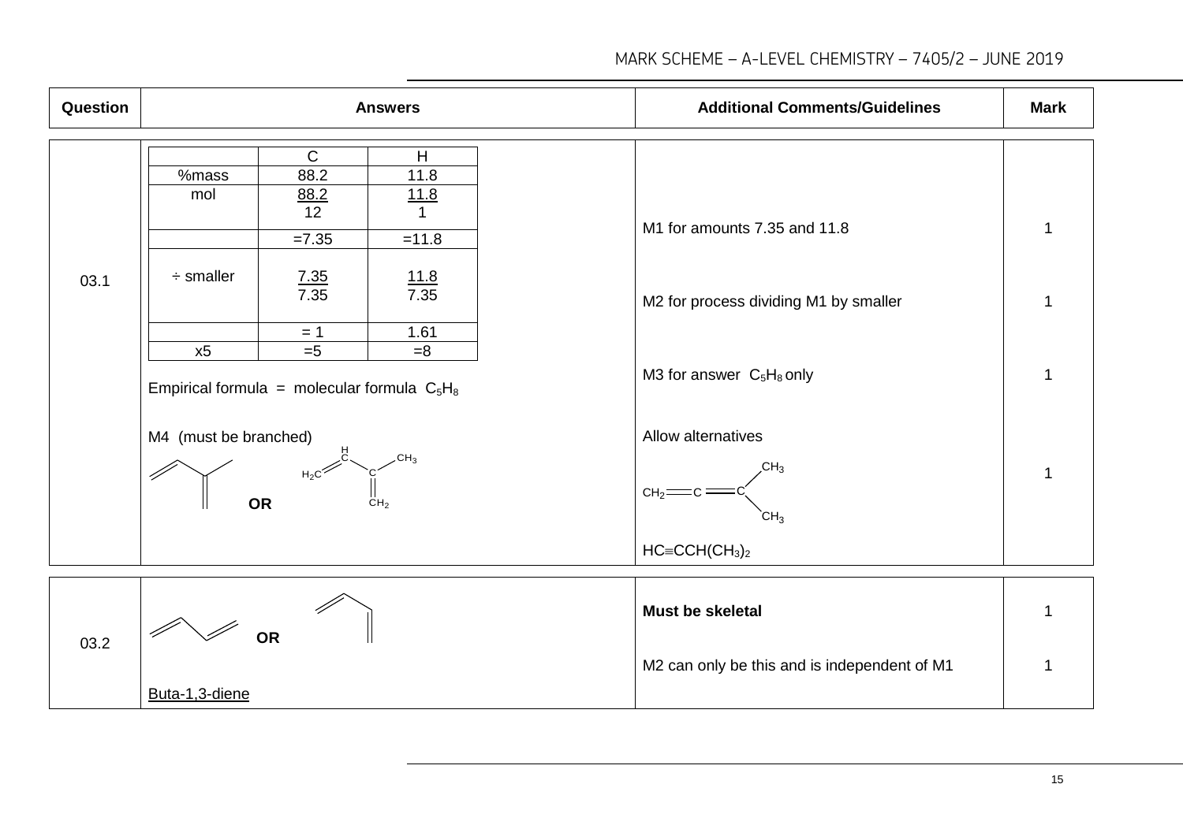| Question | Answers | Additional Comments/Guidelines | Mark |
|---|---|---|---|
| 03.1 | | C | H |<br>%mass | 88.2 | 11.8 |<br>mol | $\frac{88.2}{12}$ | $\frac{11.8}{1}$ |<br> | =7.35 | =11.8 | | M1 for amounts 7.35 and 11.8 | 1 |
| | ÷ smaller: $\frac{7.35}{7.35}$ = 1, $\frac{11.8}{7.35}$ = 1.61 | M2 for process dividing M1 by smaller | 1 |
| | x5: =5, =8<br><br>Empirical formula = molecular formula $C_5H_8$ | M3 for answer $C_5H_8$ only | 1 |
| | M4 (must be branched)<br><br>(skeletal structure) **OR** $H_2C=C(H)-C(CH_3)=CH_2$ | Allow alternatives<br><br>$CH_2=C=C(CH_3)_2$<br><br>$HC{\equiv}CCH(CH_3)_2$ | 1 |
| 03.2 | (skeletal structure) **OR** (skeletal structure)<br><br>Buta-1,3-diene | **Must be skeletal**<br><br>M2 can only be this and is independent of M1 | 1<br><br>1 |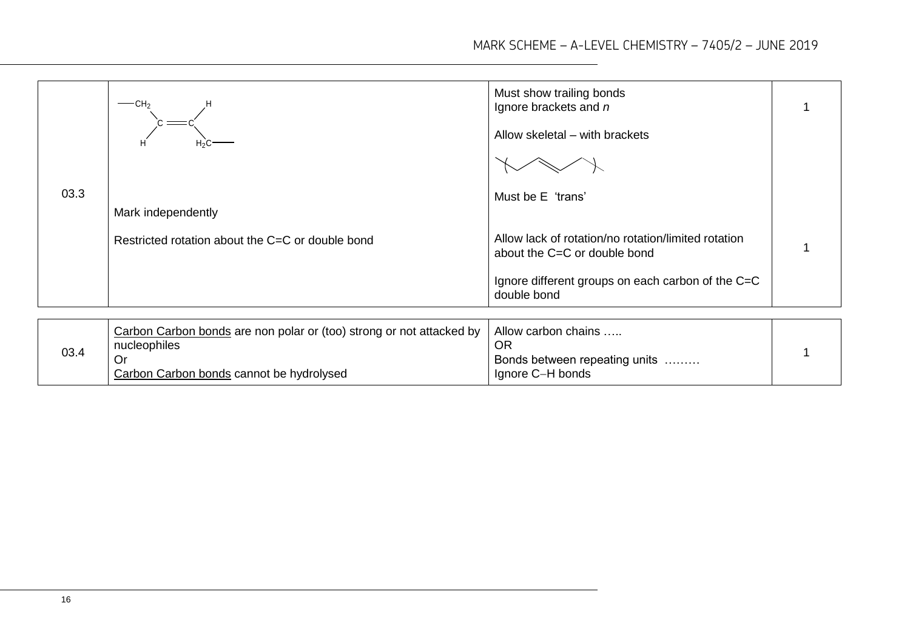| Question | Answers | Additional comments/Guidelines | Mark |
|---|---|---|---|
| 03.3 | —$CH_2$ and H on one C, =C with H and $H_2C$— on the other C (trans structure)<br><br>Mark independently<br><br>Restricted rotation about the C=C or double bond | Must show trailing bonds<br>Ignore brackets and *n*<br><br>Allow skeletal – with brackets<br><br>Must be E 'trans'<br><br>Allow lack of rotation/no rotation/limited rotation about the C=C or double bond<br><br>Ignore different groups on each carbon of the C=C double bond | 1<br><br><br><br><br><br>1 |
| 03.4 | Carbon Carbon bonds are non polar or (too) strong or not attacked by nucleophiles<br>Or<br>Carbon Carbon bonds cannot be hydrolysed | Allow carbon chains …..<br>OR<br>Bonds between repeating units ………<br>Ignore C–H bonds | 1 |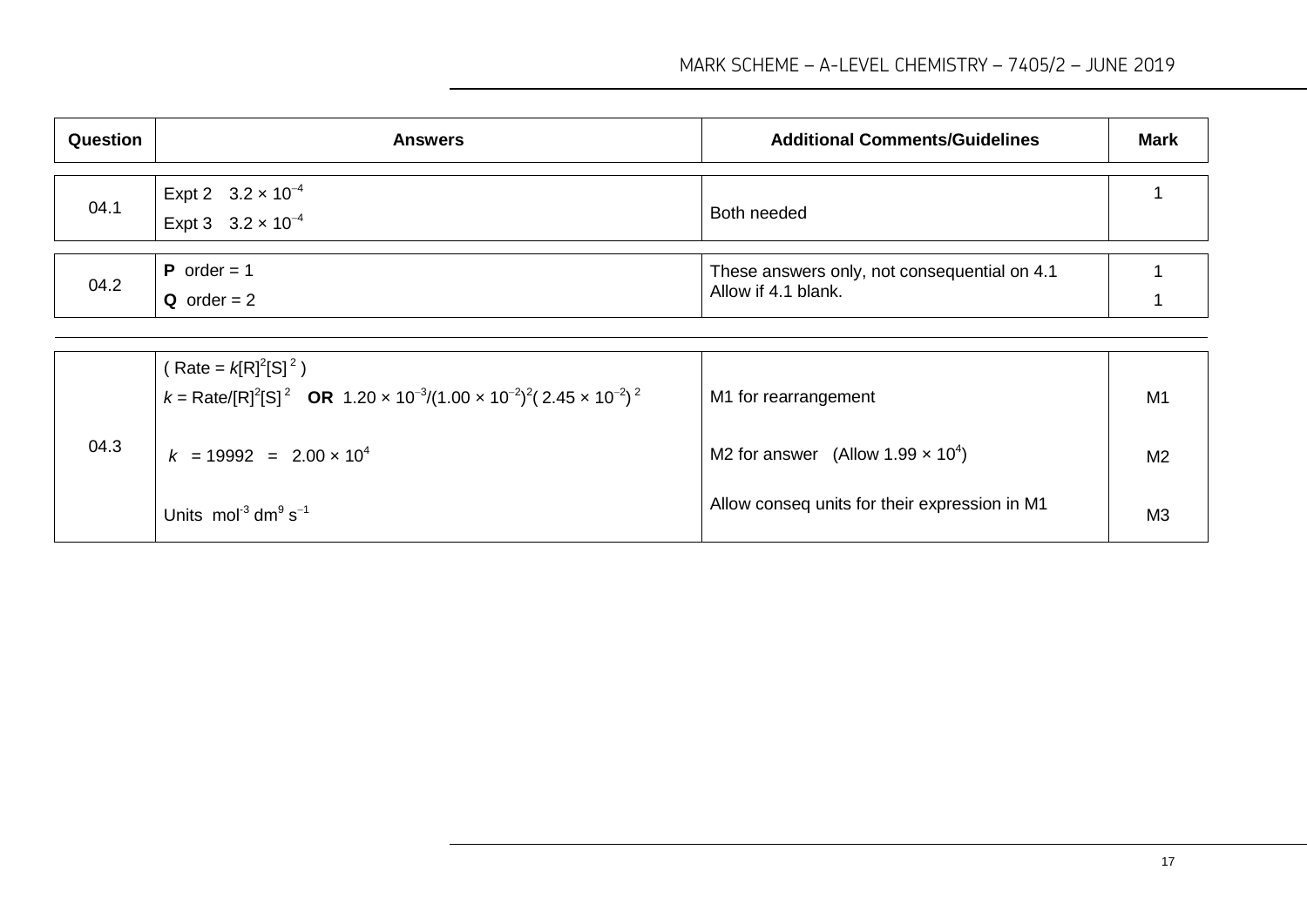| Question | Answers | Additional Comments/Guidelines | Mark |
|---|---|---|---|
| 04.1 | Expt 2 $3.2 \times 10^{-4}$<br>Expt 3 $3.2 \times 10^{-4}$ | Both needed | 1 |
| 04.2 | **P** order = 1<br>**Q** order = 2 | These answers only, not consequential on 4.1<br>Allow if 4.1 blank. | 1<br>1 |
| 04.3 | ( Rate = $k[R]^2[S]^2$ )<br>$k = \text{Rate}/[R]^2[S]^2$ **OR** $1.20 \times 10^{-3}/(1.00 \times 10^{-2})^2(2.45 \times 10^{-2})^2$ | M1 for rearrangement | M1 |
| | $k = 19992 = 2.00 \times 10^4$ | M2 for answer (Allow $1.99 \times 10^4$) | M2 |
| | Units $mol^{-3}\ dm^9\ s^{-1}$ | Allow conseq units for their expression in M1 | M3 |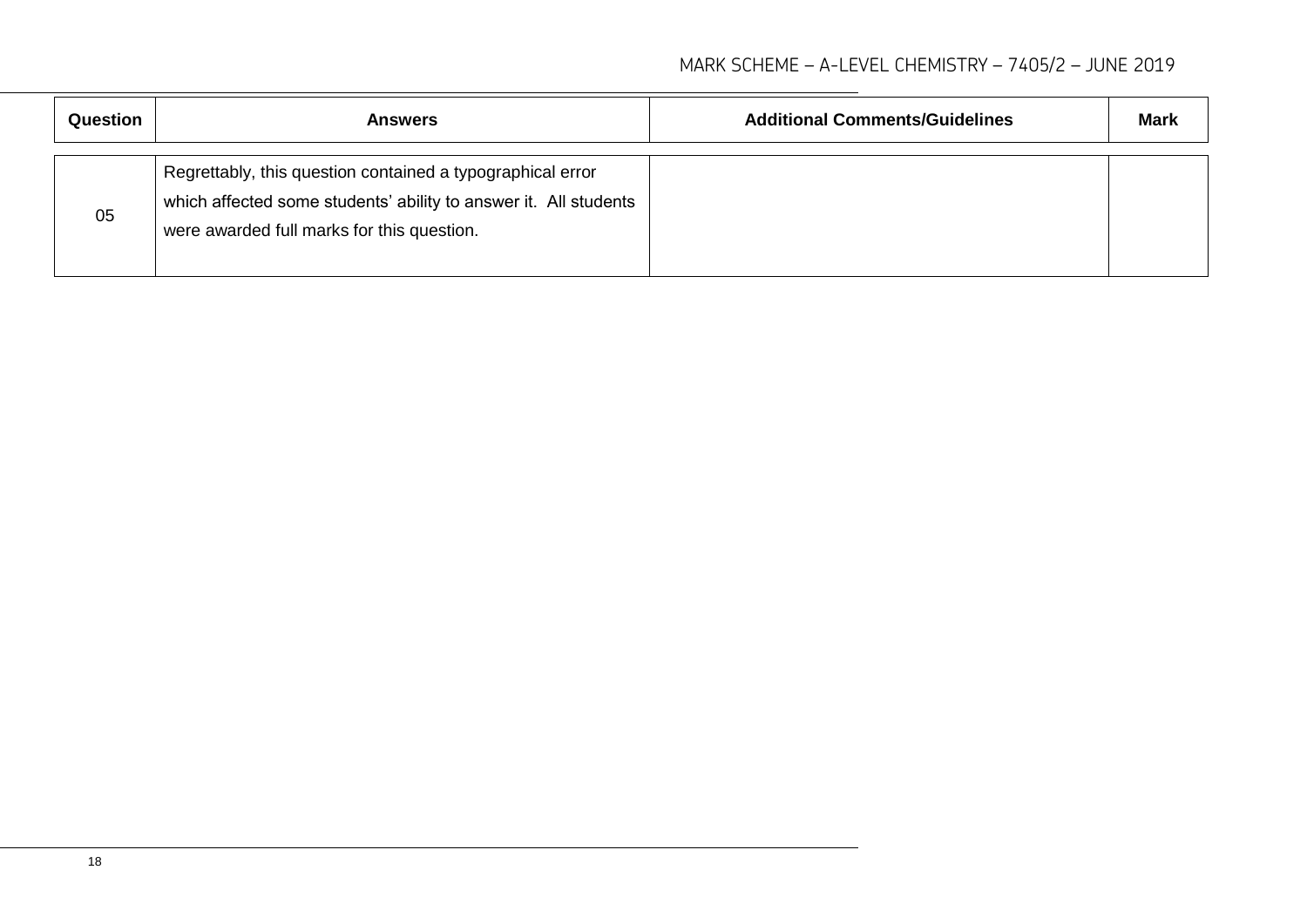| Question | Answers | Additional Comments/Guidelines | Mark |
|---|---|---|---|
| 05 | Regrettably, this question contained a typographical error which affected some students' ability to answer it. All students were awarded full marks for this question. | | |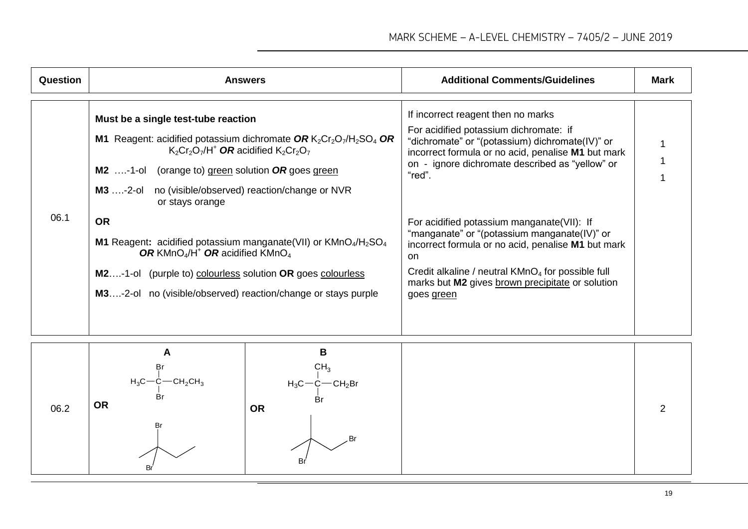| Question | Answers | Additional Comments/Guidelines | Mark |
|---|---|---|---|
| 06.1 | **Must be a single test-tube reaction**<br><br>**M1** Reagent: acidified potassium dichromate ***OR*** $K_2Cr_2O_7/H_2SO_4$ ***OR*** $K_2Cr_2O_7/H^+$ ***OR*** acidified $K_2Cr_2O_7$<br><br>**M2** ….-1-ol (orange to) <u>green</u> solution ***OR*** goes <u>green</u><br><br>**M3** ….-2-ol no (visible/observed) reaction/change or NVR or stays orange<br><br>**OR**<br><br>**M1** Reagent**:** acidified potassium manganate(VII) or $KMnO_4/H_2SO_4$ ***OR*** $KMnO_4/H^+$ ***OR*** acidified $KMnO_4$<br><br>**M2**….-1-ol (purple to) <u>colourless</u> solution **OR** goes <u>colourless</u><br><br>**M3**….-2-ol no (visible/observed) reaction/change or stays purple | If incorrect reagent then no marks<br><br>For acidified potassium dichromate: if "dichromate" or "(potassium) dichromate(IV)" or incorrect formula or no acid, penalise **M1** but mark on - ignore dichromate described as "yellow" or "red".<br><br>For acidified potassium manganate(VII): If "manganate" or "(potassium) manganate(IV)" or incorrect formula or no acid, penalise **M1** but mark on<br><br>Credit alkaline / neutral $KMnO_4$ for possible full marks but **M2** gives <u>brown precipitate</u> or solution goes <u>green</u> | 1<br>1<br>1 |
| 06.2 | **A**<br>$H_3C-C(Br)_2-CH_2CH_3$<br>**OR**<br>skeletal formula of the same structure<br><br>**B**<br>$H_3C-C(CH_3)(Br)-CH_2Br$<br>**OR**<br>skeletal formula of the same structure | | 2 |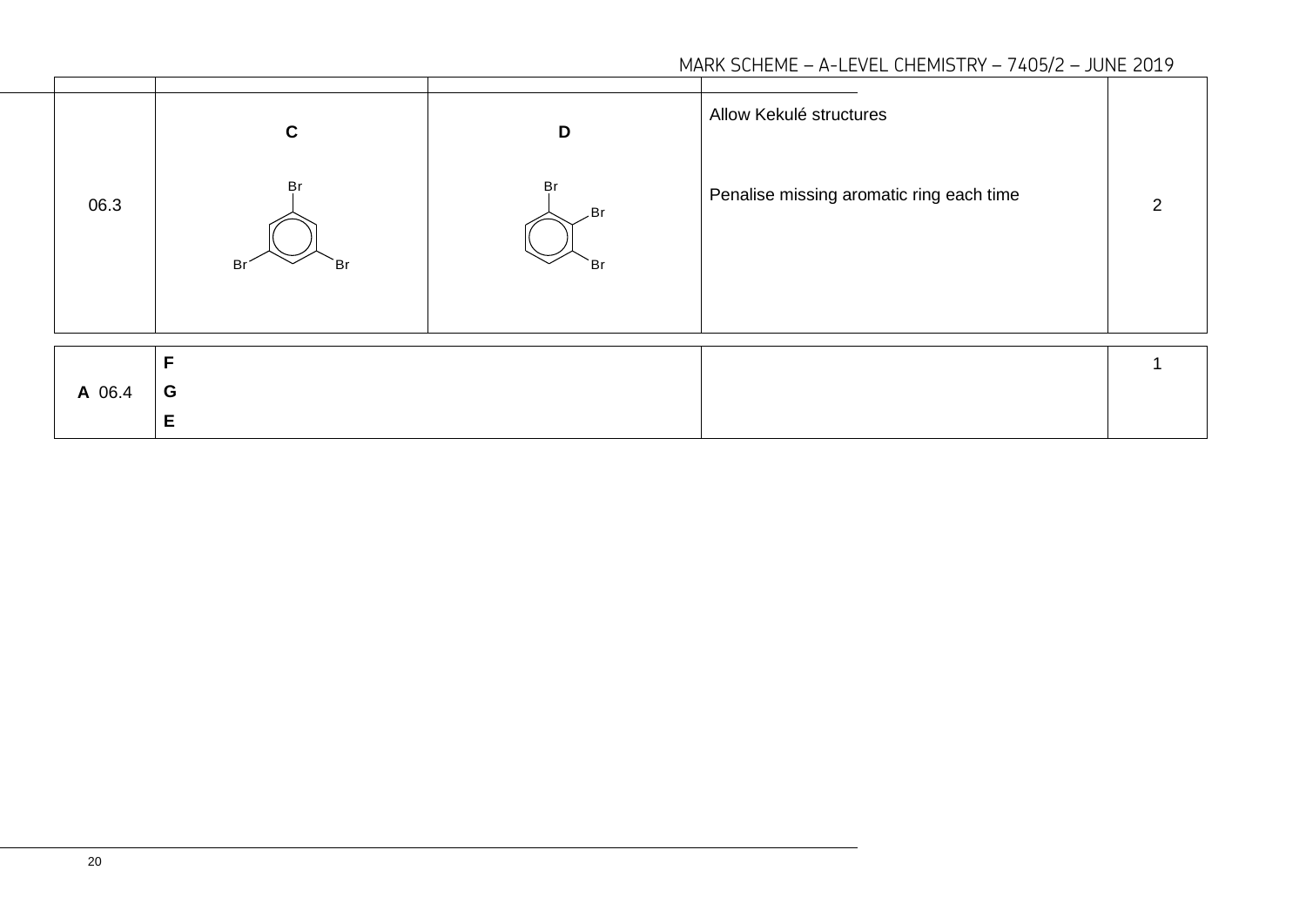| | | | | |
|---|---|---|---|---|
| 06.3 | **C** <br> 1,3,5-tribromobenzene (Br at positions 1, 3, 5 on benzene ring) | **D** <br> 1,2,3-tribromobenzene (Br at positions 1, 2, 3 on benzene ring) | Allow Kekulé structures <br><br> Penalise missing aromatic ring each time | 2 |

| | | | |
|---|---|---|---|
| **A** 06.4 | **F** <br> **G** <br> **E** | | 1 |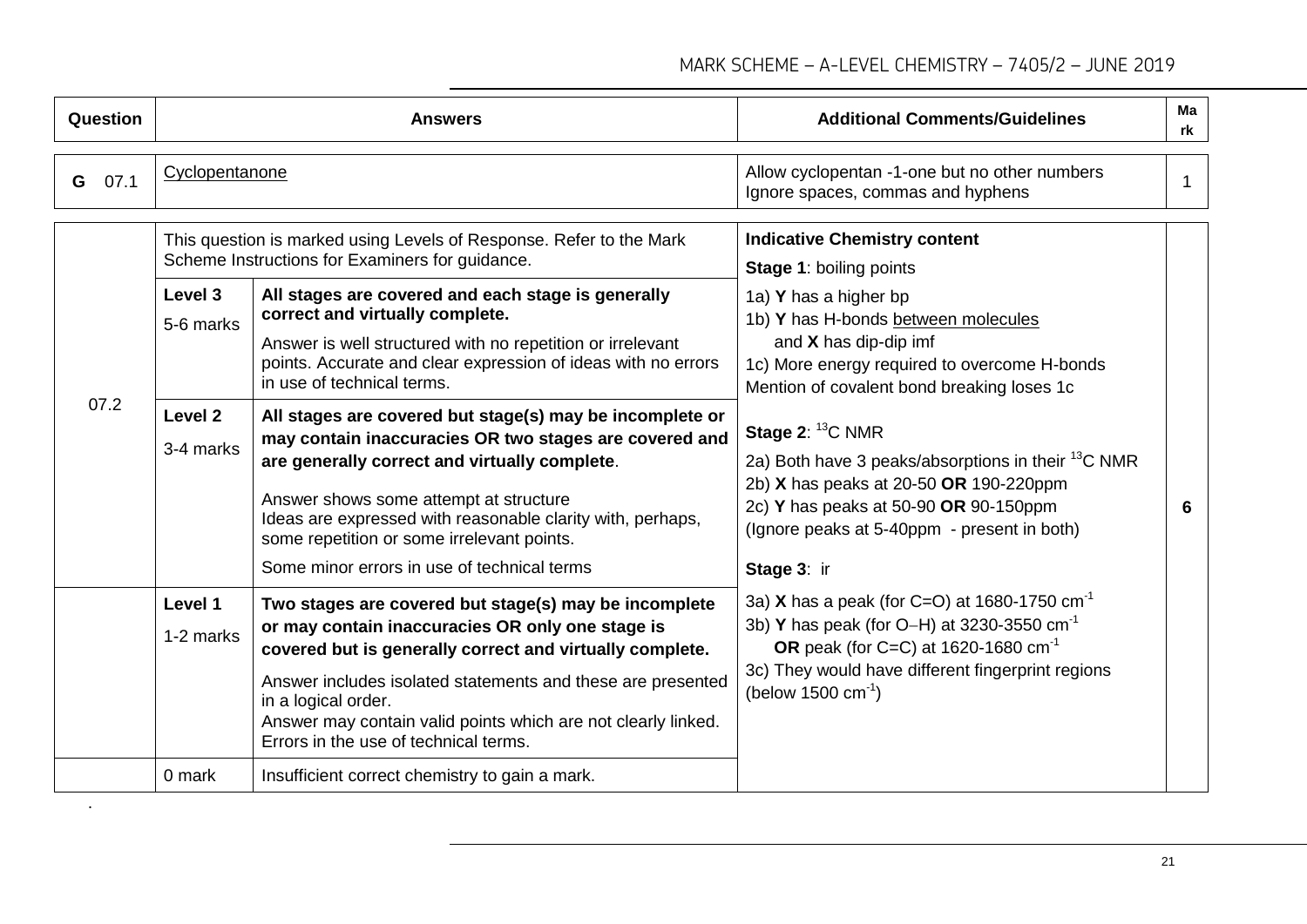| Question | Answers | | Additional Comments/Guidelines | Mark |
|---|---|---|---|---|
| **G** 07.1 | Cyclopentanone | | Allow cyclopentan -1-one but no other numbers<br>Ignore spaces, commas and hyphens | 1 |

| Question | Answers | | Additional Comments/Guidelines | Mark |
|---|---|---|---|---|
| 07.2 | This question is marked using Levels of Response. Refer to the Mark Scheme Instructions for Examiners for guidance. | | **Indicative Chemistry content**<br>**Stage 1**: boiling points<br>1a) **Y** has a higher bp<br>1b) **Y** has H-bonds between molecules and **X** has dip-dip imf<br>1c) More energy required to overcome H-bonds<br>Mention of covalent bond breaking loses 1c<br><br>**Stage 2**: $^{13}C$ NMR<br>2a) Both have 3 peaks/absorptions in their $^{13}C$ NMR<br>2b) **X** has peaks at 20-50 **OR** 190-220ppm<br>2c) **Y** has peaks at 50-90 **OR** 90-150ppm<br>(Ignore peaks at 5-40ppm - present in both)<br><br>**Stage 3**: ir<br>3a) **X** has a peak (for C=O) at 1680-1750 $cm^{-1}$<br>3b) **Y** has peak (for O–H) at 3230-3550 $cm^{-1}$ **OR** peak (for C=C) at 1620-1680 $cm^{-1}$<br>3c) They would have different fingerprint regions (below 1500 $cm^{-1}$) | 6 |
| | Level 3<br>5-6 marks | **All stages are covered and each stage is generally correct and virtually complete.**<br>Answer is well structured with no repetition or irrelevant points. Accurate and clear expression of ideas with no errors in use of technical terms. | | |
| | Level 2<br>3-4 marks | **All stages are covered but stage(s) may be incomplete or may contain inaccuracies OR two stages are covered and are generally correct and virtually complete**.<br>Answer shows some attempt at structure<br>Ideas are expressed with reasonable clarity with, perhaps, some repetition or some irrelevant points.<br>Some minor errors in use of technical terms | | |
| | Level 1<br>1-2 marks | **Two stages are covered but stage(s) may be incomplete or may contain inaccuracies OR only one stage is covered but is generally correct and virtually complete.**<br>Answer includes isolated statements and these are presented in a logical order.<br>Answer may contain valid points which are not clearly linked.<br>Errors in the use of technical terms. | | |
| | 0 mark | Insufficient correct chemistry to gain a mark. | | |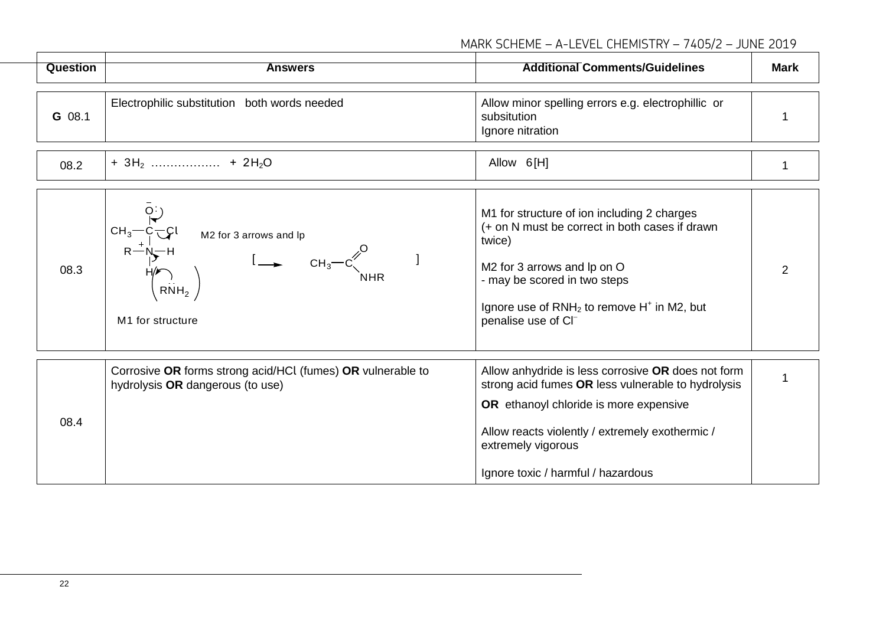| Question | Answers | Additional Comments/Guidelines | Mark |
|---|---|---|---|
| **G** 08.1 | Electrophilic substitution both words needed | Allow minor spelling errors e.g. electrophillic or subsitution<br>Ignore nitration | 1 |
| 08.2 | + $3H_2$ ……………… + $2H_2O$ | Allow 6[H] | 1 |
| 08.3 | $CH_3$—C($O^-$)(Cl)—$N^+$(R)(H)(H) with $\ddot{R}NH_2$; M2 for 3 arrows and lp; [ ⟶ $CH_3$—C(=O)—NHR ]<br>M1 for structure | M1 for structure of ion including 2 charges (+ on N must be correct in both cases if drawn twice)<br><br>M2 for 3 arrows and lp on O<br>- may be scored in two steps<br><br>Ignore use of $RNH_2$ to remove $H^+$ in M2, but penalise use of $Cl^-$ | 2 |
| 08.4 | Corrosive **OR** forms strong acid/HCl (fumes) **OR** vulnerable to hydrolysis **OR** dangerous (to use) | Allow anhydride is less corrosive **OR** does not form strong acid fumes **OR** less vulnerable to hydrolysis<br>**OR** ethanoyl chloride is more expensive<br><br>Allow reacts violently / extremely exothermic / extremely vigorous<br><br>Ignore toxic / harmful / hazardous | 1 |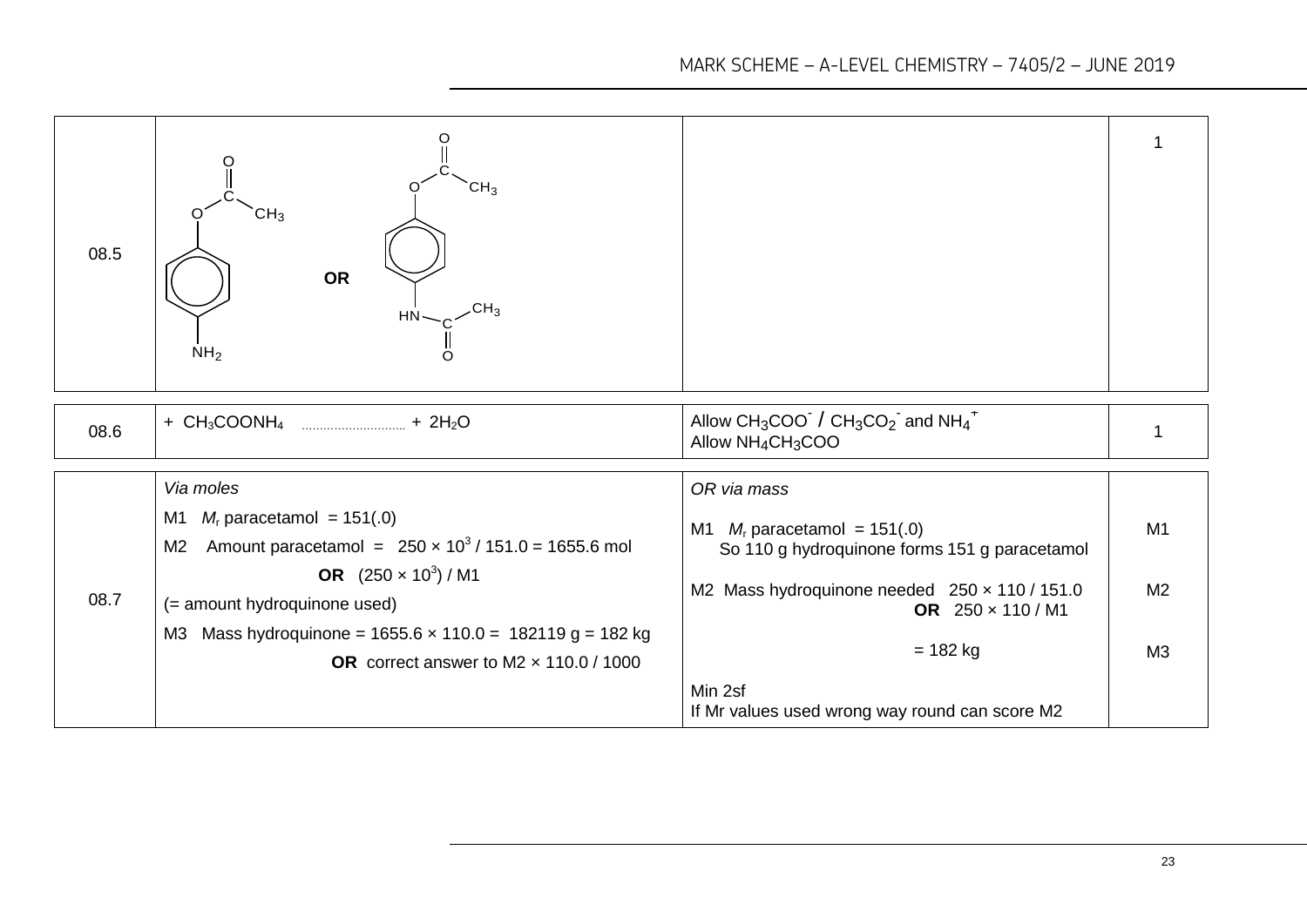| Question | Answer | Additional comments | Mark |
|---|---|---|---|
| 08.5 | 4-aminophenyl ethanoate (ester of ethanoic acid with the phenol OH; ring bearing $NH_2$): $CH_3COO-C_6H_4-NH_2$ **OR** the diacetylated compound $CH_3COO-C_6H_4-NHCOCH_3$ | | 1 |
| 08.6 | + $CH_3COONH_4$ ............................ + $2H_2O$ | Allow $CH_3COO^-$ / $CH_3CO_2^-$ and $NH_4^+$<br>Allow $NH_4CH_3COO$ | 1 |
| 08.7 | *Via moles*<br>M1 $M_r$ paracetamol = 151(.0)<br>M2 Amount paracetamol = $250 \times 10^3 / 151.0 = 1655.6$ mol<br>**OR** $(250 \times 10^3) / M1$<br>(= amount hydroquinone used)<br>M3 Mass hydroquinone = $1655.6 \times 110.0 = 182119$ g = 182 kg<br>**OR** correct answer to M2 × 110.0 / 1000 | *OR via mass*<br>M1 $M_r$ paracetamol = 151(.0)<br>So 110 g hydroquinone forms 151 g paracetamol<br>M2 Mass hydroquinone needed $250 \times 110 / 151.0$<br>**OR** $250 \times 110 / M1$<br>= 182 kg<br>Min 2sf<br>If Mr values used wrong way round can score M2 | M1<br><br>M2<br><br>M3 |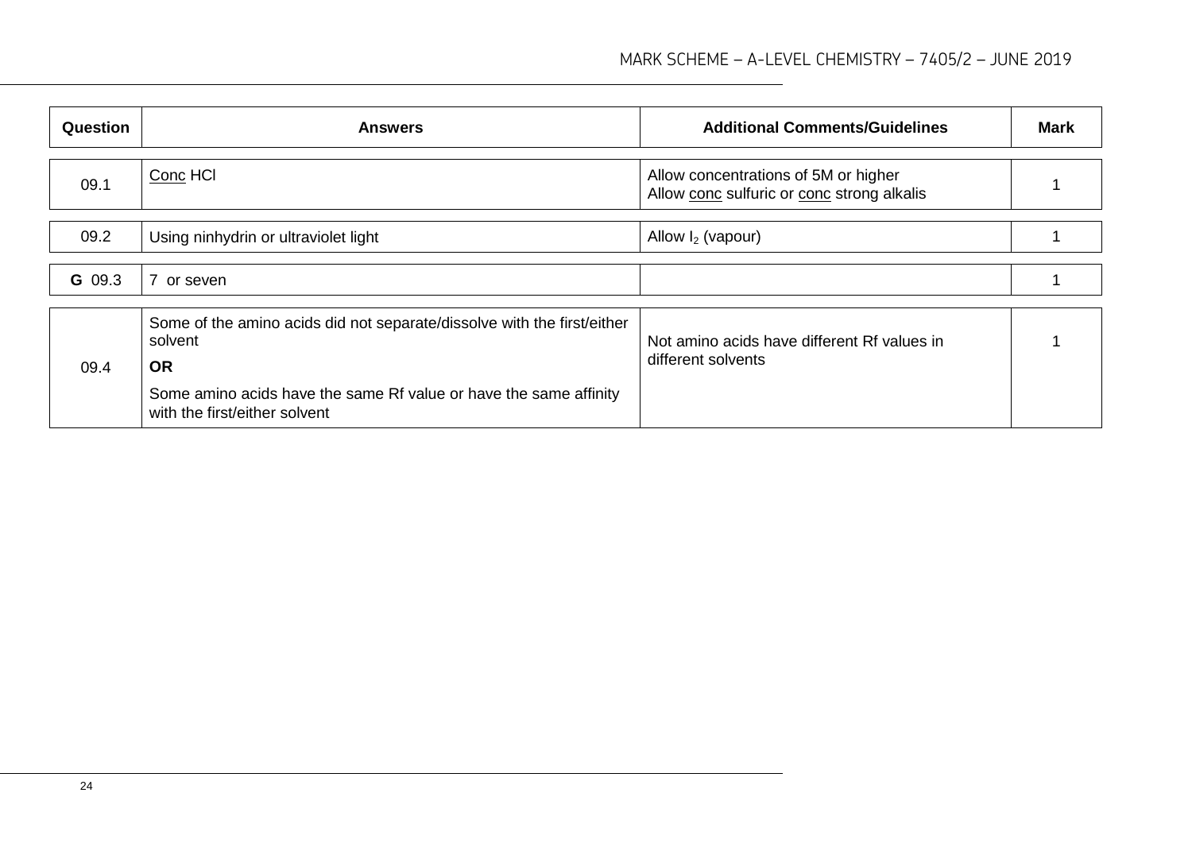| Question | Answers | Additional Comments/Guidelines | Mark |
| --- | --- | --- | --- |
| 09.1 | Conc HCl | Allow concentrations of 5M or higher<br>Allow conc sulfuric or conc strong alkalis | 1 |
| 09.2 | Using ninhydrin or ultraviolet light | Allow $I_2$ (vapour) | 1 |
| **G** 09.3 | 7 or seven | | 1 |
| 09.4 | Some of the amino acids did not separate/dissolve with the first/either solvent<br>**OR**<br>Some amino acids have the same Rf value or have the same affinity with the first/either solvent | Not amino acids have different Rf values in different solvents | 1 |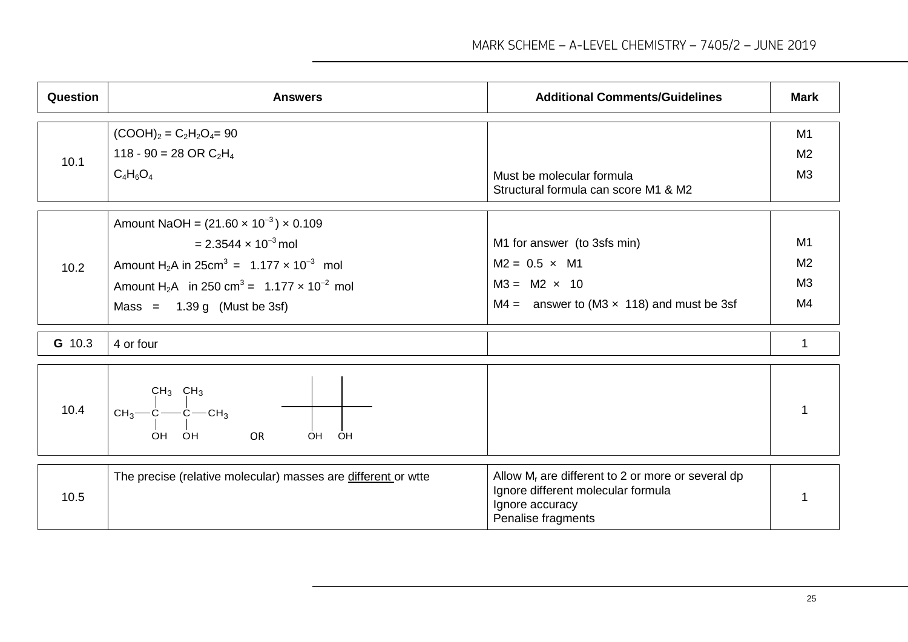| Question | Answers | Additional Comments/Guidelines | Mark |
|---|---|---|---|
| 10.1 | $(COOH)_2 = C_2H_2O_4 = 90$<br>$118 - 90 = 28$ OR $C_2H_4$<br>$C_4H_6O_4$ | Must be molecular formula<br>Structural formula can score M1 & M2 | M1<br>M2<br>M3 |
| 10.2 | Amount NaOH = $(21.60 \times 10^{-3}) \times 0.109$<br>$= 2.3544 \times 10^{-3}$ mol<br>Amount $H_2A$ in $25 cm^3$ = $1.177 \times 10^{-3}$ mol<br>Amount $H_2A$ in $250 cm^3$ = $1.177 \times 10^{-2}$ mol<br>Mass = 1.39 g (Must be 3sf) | M1 for answer (to 3sfs min)<br>M2 = 0.5 × M1<br>M3 = M2 × 10<br>M4 = answer to (M3 × 118) and must be 3sf | M1<br>M2<br>M3<br>M4 |
| **G** 10.3 | 4 or four | | 1 |
| 10.4 | $CH_3C(CH_3)(OH)C(CH_3)(OH)CH_3$ OR skeletal formula with OH OH | | 1 |
| 10.5 | The precise (relative molecular) masses are <u>different</u> or wtte | Allow $M_r$ are different to 2 or more or several dp<br>Ignore different molecular formula<br>Ignore accuracy<br>Penalise fragments | 1 |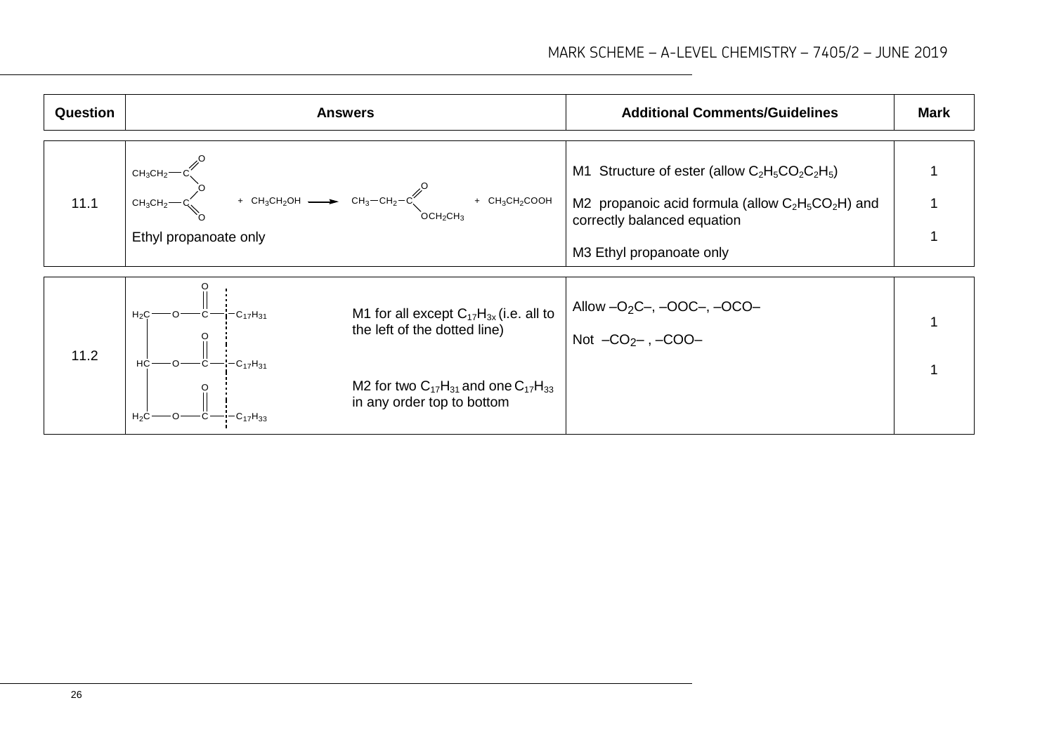| Question | Answers | Additional Comments/Guidelines | Mark |
|---|---|---|---|
| 11.1 | $(CH_3CH_2CO)_2O$ [propanoic anhydride: $CH_3CH_2$–C(=O)–O–C(=O)–$CH_2CH_3$] + $CH_3CH_2OH$ → $CH_3-CH_2-C(=O)OCH_2CH_3$ + $CH_3CH_2COOH$<br><br>Ethyl propanoate only | M1 Structure of ester (allow $C_2H_5CO_2C_2H_5$)<br><br>M2 propanoic acid formula (allow $C_2H_5CO_2H$) and correctly balanced equation<br><br>M3 Ethyl propanoate only | 1<br><br>1<br><br>1 |
| 11.2 | $H_2C$–O–C(=O)–$C_{17}H_{31}$<br>$HC$–O–C(=O)–$C_{17}H_{31}$<br>$H_2C$–O–C(=O)–$C_{17}H_{33}$<br><br>M1 for all except $C_{17}H_{3x}$ (i.e. all to the left of the dotted line)<br><br>M2 for two $C_{17}H_{31}$ and one $C_{17}H_{33}$ in any order top to bottom | Allow $–O_2C–$, –OOC–, –OCO–<br><br>Not $–CO_2–$ , –COO– | 1<br><br>1 |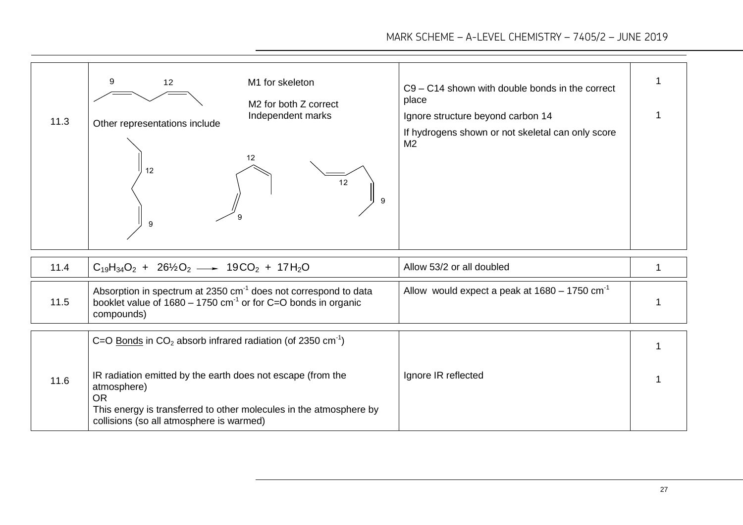| Question | Answers | Additional comments/Guidance | Mark |
|---|---|---|---|
| 11.3 | 9 12 (skeletal structure showing C9–C14 with Z double bonds at C9 and C12)<br><br>M1 for skeleton<br>M2 for both Z correct<br>Independent marks<br><br>Other representations include<br>(alternative skeletal structures labelled 12, 9) | C9 – C14 shown with double bonds in the correct place<br><br>Ignore structure beyond carbon 14<br><br>If hydrogens shown or not skeletal can only score M2 | 1<br><br>1 |
| 11.4 | $C_{19}H_{34}O_2$ + $26½O_2$ ⟶ $19CO_2$ + $17H_2O$ | Allow 53/2 or all doubled | 1 |
| 11.5 | Absorption in spectrum at 2350 $cm^{-1}$ does not correspond to data booklet value of 1680 – 1750 $cm^{-1}$ or for C=O bonds in organic compounds) | Allow would expect a peak at 1680 – 1750 $cm^{-1}$ | 1 |
| 11.6 | C=O Bonds in $CO_2$ absorb infrared radiation (of 2350 $cm^{-1}$)<br><br>IR radiation emitted by the earth does not escape (from the atmosphere)<br>OR<br>This energy is transferred to other molecules in the atmosphere by collisions (so all atmosphere is warmed) | Ignore IR reflected | 1<br><br>1 |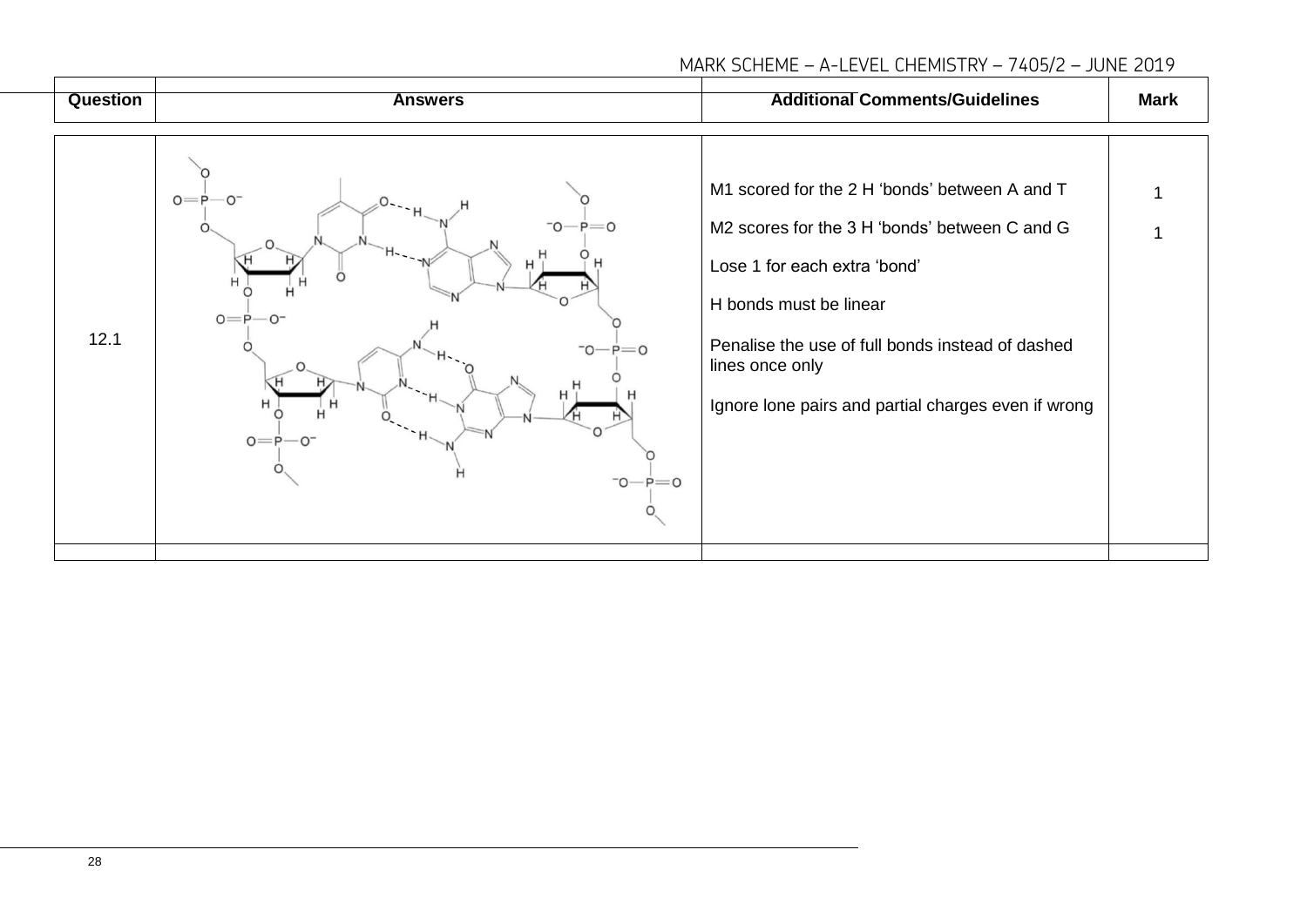| Question | Answers | Additional Comments/Guidelines | Mark |
|---|---|---|---|
| 12.1 | | M1 scored for the 2 H 'bonds' between A and T<br><br>M2 scores for the 3 H 'bonds' between C and G<br><br>Lose 1 for each extra 'bond'<br><br>H bonds must be linear<br><br>Penalise the use of full bonds instead of dashed lines once only<br><br>Ignore lone pairs and partial charges even if wrong | 1<br><br>1 |
| | | | |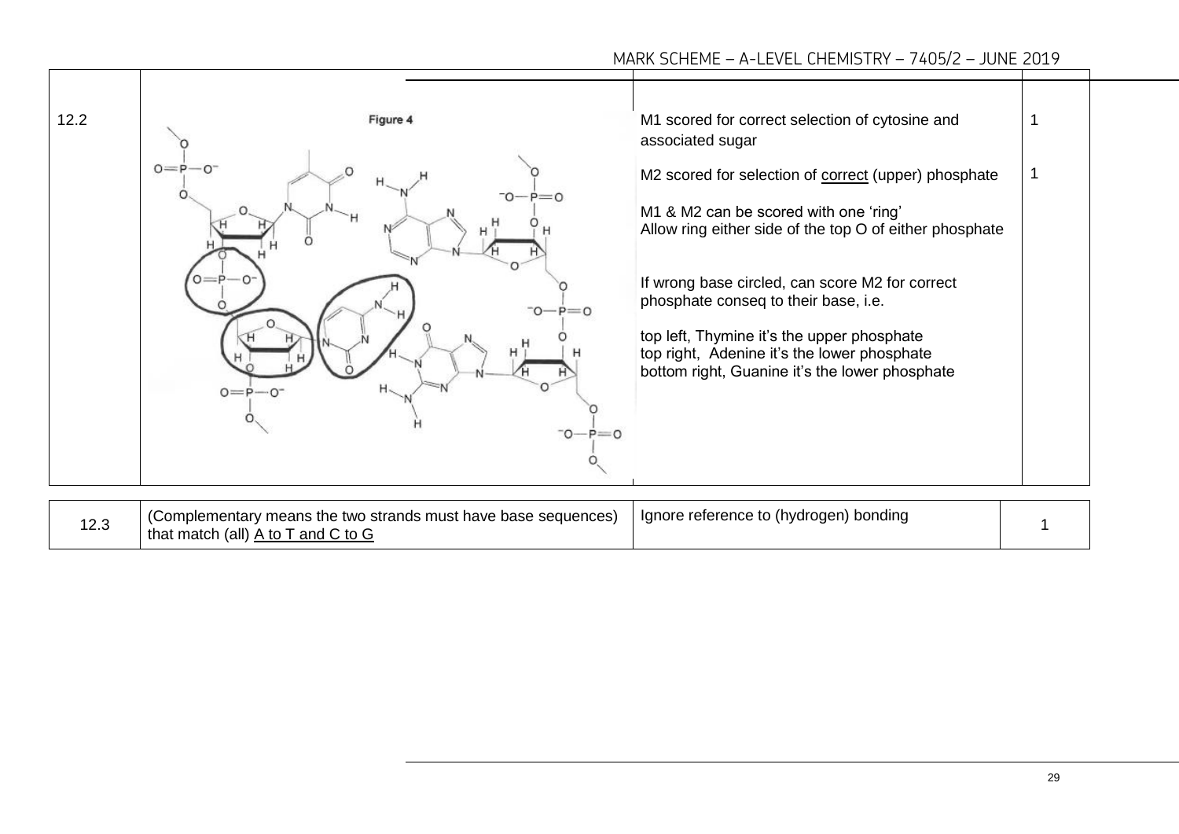| | | | |
|---|---|---|---|
| 12.2 | Figure 4 | M1 scored for correct selection of cytosine and associated sugar<br><br>M2 scored for selection of correct (upper) phosphate<br><br>M1 & M2 can be scored with one 'ring'<br>Allow ring either side of the top O of either phosphate<br><br>If wrong base circled, can score M2 for correct phosphate conseq to their base, i.e.<br><br>top left, Thymine it's the upper phosphate<br>top right, Adenine it's the lower phosphate<br>bottom right, Guanine it's the lower phosphate | 1<br><br>1 |

| | | | |
|---|---|---|---|
| 12.3 | (Complementary means the two strands must have base sequences) that match (all) A to T and C to G | Ignore reference to (hydrogen) bonding | 1 |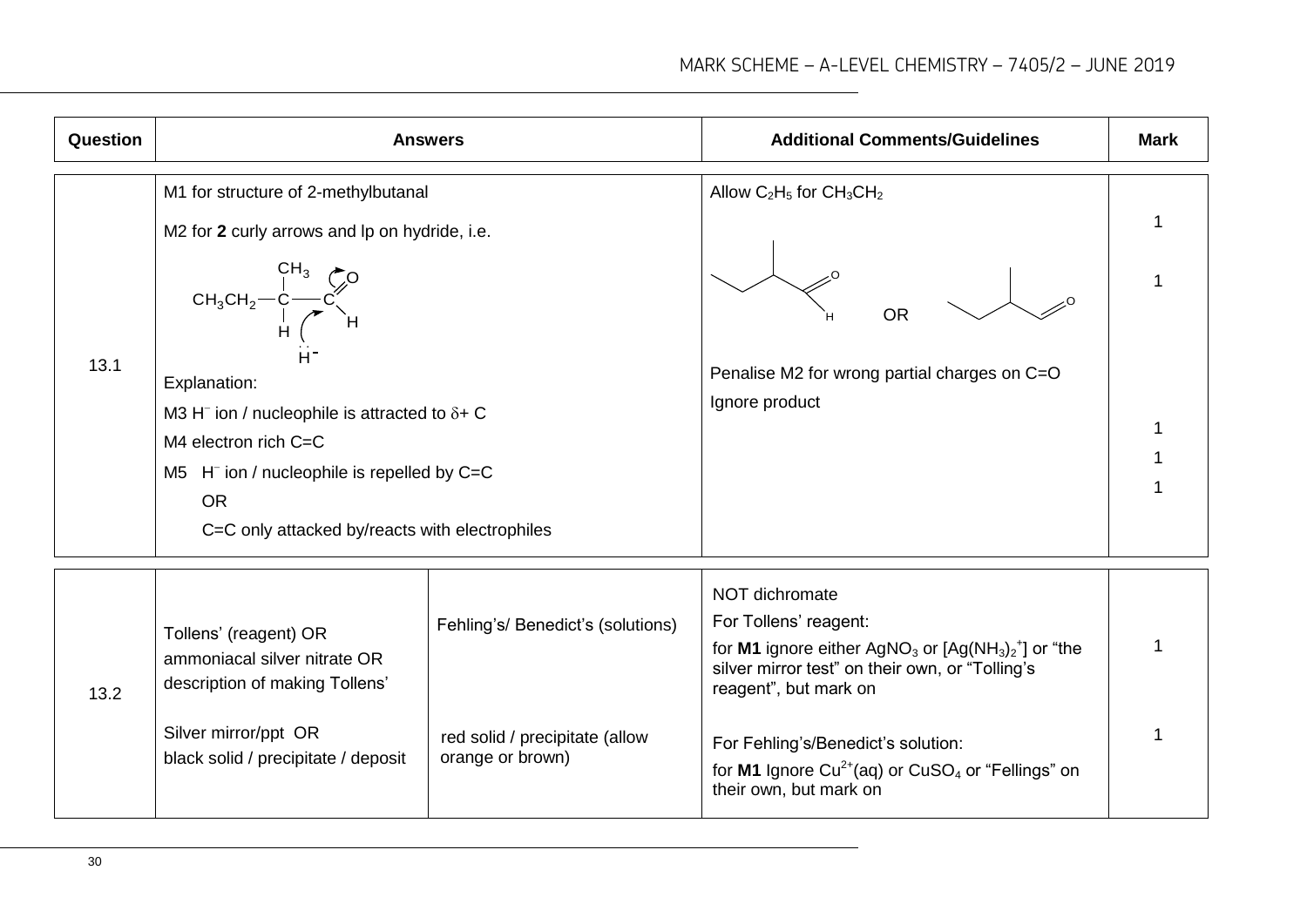| Question | Answers | | Additional Comments/Guidelines | Mark |
|---|---|---|---|---|
| 13.1 | M1 for structure of 2-methylbutanal | | Allow $C_2H_5$ for $CH_3CH_2$ | 1 |
| | M2 for **2** curly arrows and lp on hydride, i.e. | | | 1 |
| | $CH_3CH_2—C(CH_3)(H)—C(=O)H$ with $:H^-$ | | Penalise M2 for wrong partial charges on C=O<br>Ignore product | |
| | Explanation: | | | |
| | M3 $H^-$ ion / nucleophile is attracted to $\delta$+ C | | | 1 |
| | M4 electron rich C=C | | | 1 |
| | M5 $H^-$ ion / nucleophile is repelled by C=C<br>OR<br>C=C only attacked by/reacts with electrophiles | | | 1 |
| 13.2 | Tollens' (reagent) OR ammoniacal silver nitrate OR description of making Tollens' | Fehling's/ Benedict's (solutions) | NOT dichromate<br>For Tollens' reagent:<br>for **M1** ignore either $AgNO_3$ or $[Ag(NH_3)_2^+]$ or "the silver mirror test" on their own, or "Tolling's reagent", but mark on | 1 |
| | Silver mirror/ppt OR black solid / precipitate / deposit | red solid / precipitate (allow orange or brown) | For Fehling's/Benedict's solution:<br>for **M1** Ignore $Cu^{2+}(aq)$ or $CuSO_4$ or "Fellings" on their own, but mark on | 1 |